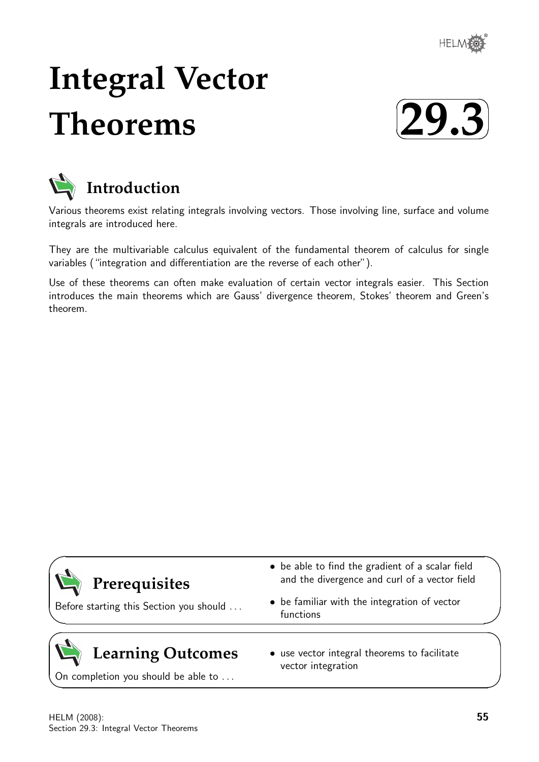# Integral Vector Theorems

# 29.3

## Introduction

Various theorems exist relating integrals involving vectors. Those involving line, surface and volume integrals are introduced here.

They are the multivariable calculus equivalent of the fundamental theorem of calculus for single variables ("integration and differentiation are the reverse of each other").

Use of these theorems can often make evaluation of certain vector integrals easier. This Section introduces the main theorems which are Gauss' divergence theorem, Stokes' theorem and Green's theorem.

## Prerequisites

Before starting this Section you should ...

- be able to find the gradient of a scalar field and the divergence and curl of a vector field
- be familiar with the integration of vector functions

## Learning Outcomes

On completion you should be able to ...

- use vector integral theorems to facilitate vector integration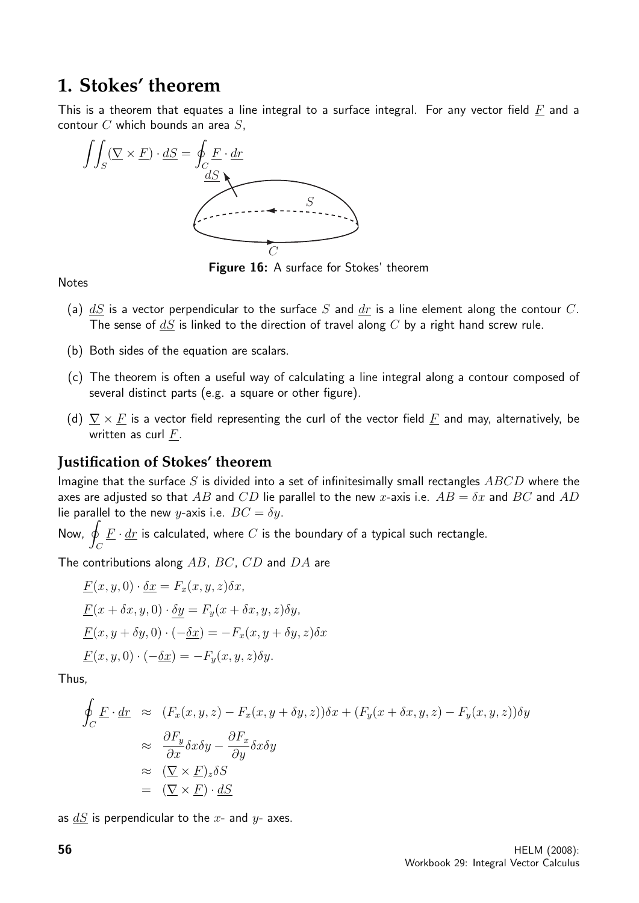# 1. Stokes' theorem

This is a theorem that equates a line integral to a surface integral. For any vector field $\underline{F}$ and a contour $C$ which bounds an area $S$,

$$\iint_S (\underline{\nabla} \times \underline{F}) \cdot \underline{dS} = \oint_C \underline{F} \cdot \underline{dr}$$

**Figure 16:** A surface for Stokes' theorem

Notes

(a) $\underline{dS}$ is a vector perpendicular to the surface $S$ and $\underline{dr}$ is a line element along the contour $C$. The sense of $\underline{dS}$ is linked to the direction of travel along $C$ by a right hand screw rule.

(b) Both sides of the equation are scalars.

(c) The theorem is often a useful way of calculating a line integral along a contour composed of several distinct parts (e.g. a square or other figure).

(d) $\underline{\nabla} \times \underline{F}$ is a vector field representing the curl of the vector field $\underline{F}$ and may, alternatively, be written as curl $\underline{F}$.

## Justification of Stokes' theorem

Imagine that the surface $S$ is divided into a set of infinitesimally small rectangles $ABCD$ where the axes are adjusted so that $AB$ and $CD$ lie parallel to the new $x$-axis i.e. $AB = \delta x$ and $BC$ and $AD$ lie parallel to the new $y$-axis i.e. $BC = \delta y$.

Now, $\oint_C \underline{F} \cdot \underline{dr}$ is calculated, where $C$ is the boundary of a typical such rectangle.

The contributions along $AB$, $BC$, $CD$ and $DA$ are

$$\underline{F}(x, y, 0) \cdot \underline{\delta x} = F_x(x, y, z)\delta x,$$

$$\underline{F}(x + \delta x, y, 0) \cdot \underline{\delta y} = F_y(x + \delta x, y, z)\delta y,$$

$$\underline{F}(x, y + \delta y, 0) \cdot (-\underline{\delta x}) = -F_x(x, y + \delta y, z)\delta x$$

$$\underline{F}(x, y, 0) \cdot (-\underline{\delta x}) = -F_y(x, y, z)\delta y.$$

Thus,

$$\begin{aligned}
\oint_C \underline{F} \cdot \underline{dr} &\approx (F_x(x, y, z) - F_x(x, y + \delta y, z))\delta x + (F_y(x + \delta x, y, z) - F_y(x, y, z))\delta y \\
&\approx \frac{\partial F_y}{\partial x}\delta x \delta y - \frac{\partial F_x}{\partial y}\delta x \delta y \\
&\approx (\underline{\nabla} \times \underline{F})_z \delta S \\
&= (\underline{\nabla} \times \underline{F}) \cdot \underline{dS}
\end{aligned}$$

as $\underline{dS}$ is perpendicular to the $x$- and $y$- axes.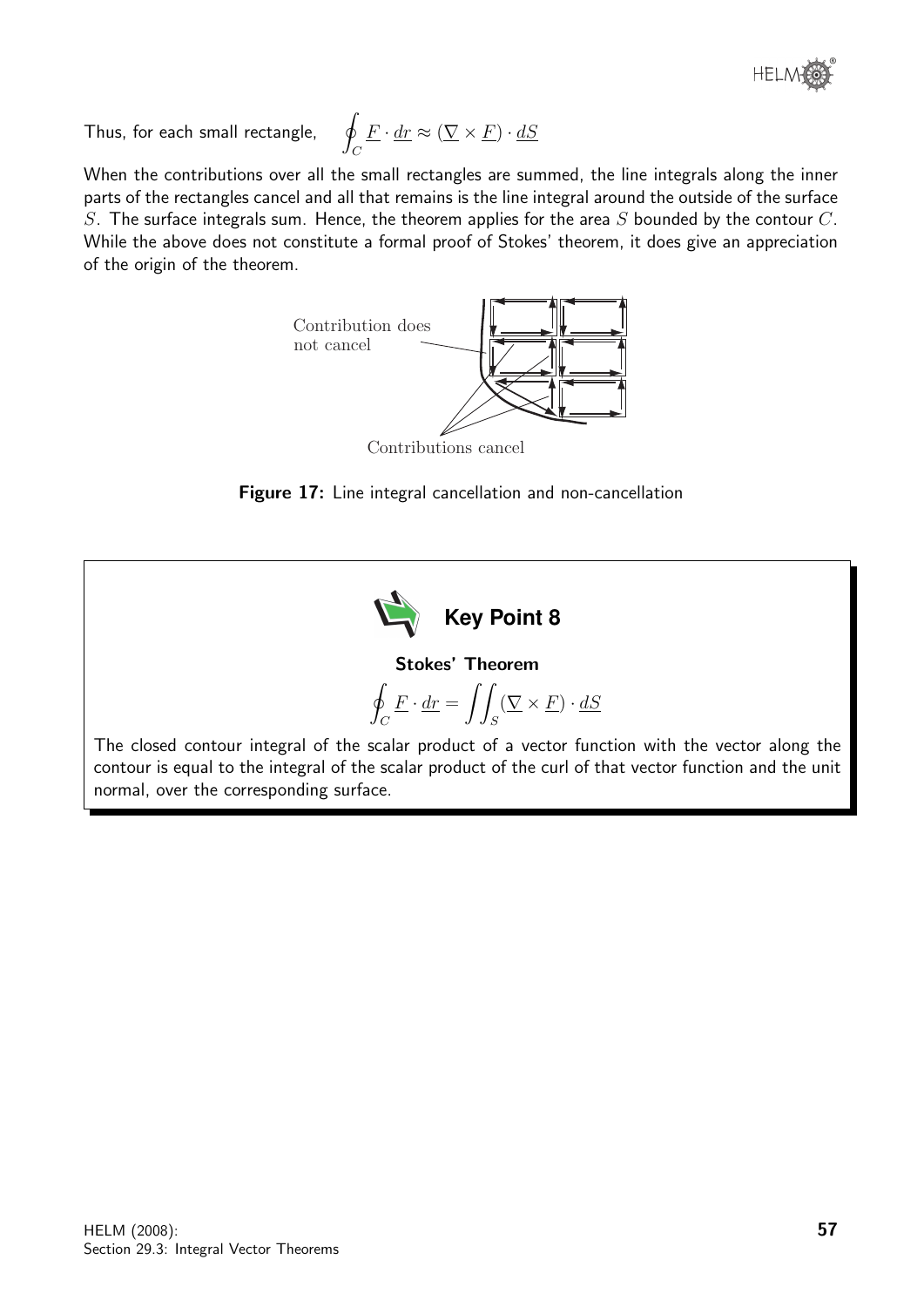Thus, for each small rectangle, $\oint_C \underline{F} \cdot \underline{dr} \approx (\underline{\nabla} \times \underline{F}) \cdot \underline{dS}$

When the contributions over all the small rectangles are summed, the line integrals along the inner parts of the rectangles cancel and all that remains is the line integral around the outside of the surface $S$. The surface integrals sum. Hence, the theorem applies for the area $S$ bounded by the contour $C$. While the above does not constitute a formal proof of Stokes' theorem, it does give an appreciation of the origin of the theorem.

Contribution does not cancel

Contributions cancel

**Figure 17:** Line integral cancellation and non-cancellation

### Key Point 8

**Stokes' Theorem**

$$\oint_C \underline{F} \cdot \underline{dr} = \iint_S (\underline{\nabla} \times \underline{F}) \cdot \underline{dS}$$

The closed contour integral of the scalar product of a vector function with the vector along the contour is equal to the integral of the scalar product of the curl of that vector function and the unit normal, over the corresponding surface.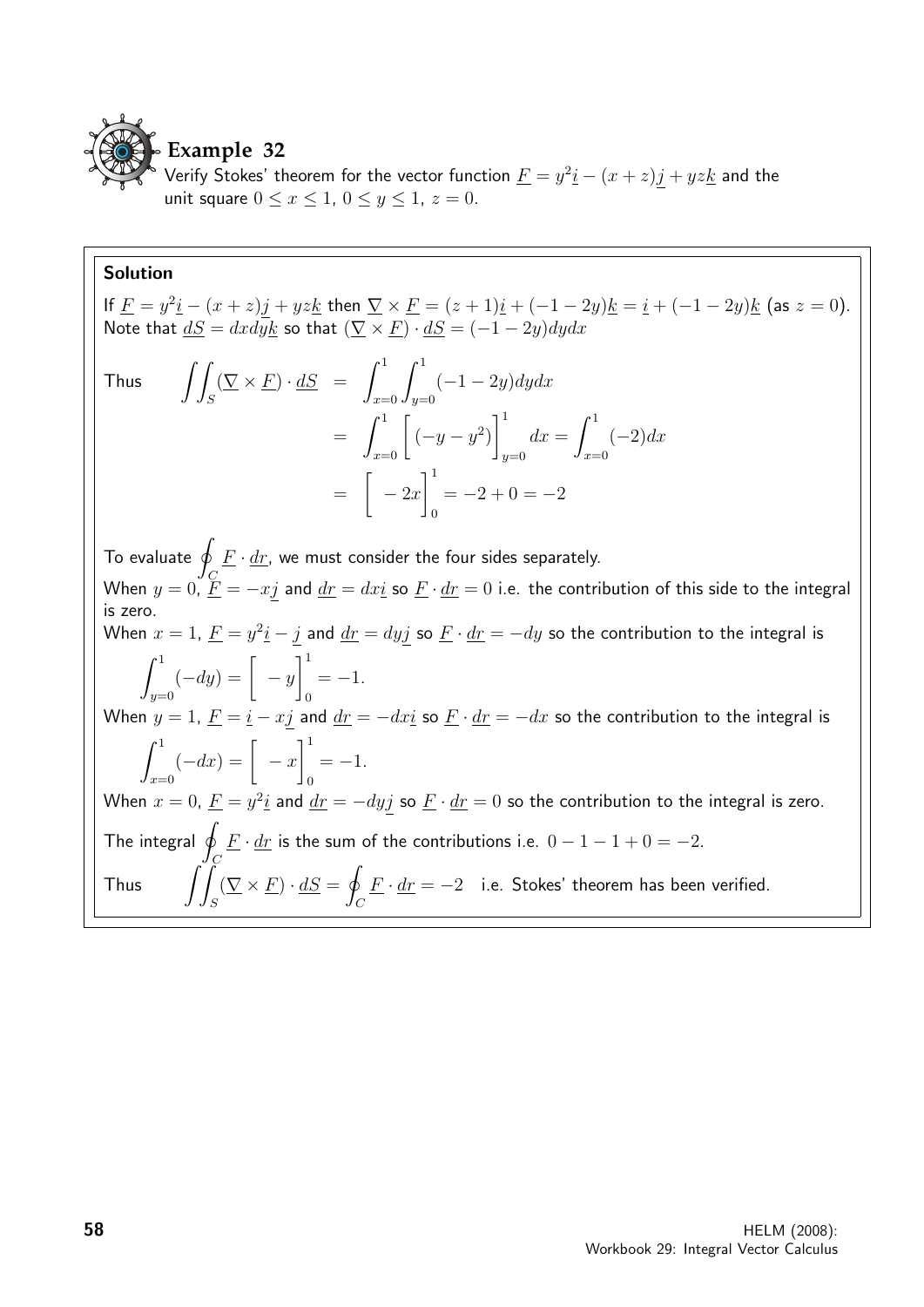## Example 32

Verify Stokes' theorem for the vector function $\underline{F} = y^2\underline{i} - (x+z)\underline{j} + yz\underline{k}$ and the unit square $0 \leq x \leq 1$, $0 \leq y \leq 1$, $z = 0$.

### Solution

If $\underline{F} = y^2\underline{i} - (x+z)\underline{j} + yz\underline{k}$ then $\underline{\nabla} \times \underline{F} = (z+1)\underline{i} + (-1-2y)\underline{k} = \underline{i} + (-1-2y)\underline{k}$ (as $z = 0$). Note that $\underline{dS} = dxdy\underline{k}$ so that $(\underline{\nabla} \times \underline{F}) \cdot \underline{dS} = (-1-2y)dydx$

Thus
$$\begin{aligned}
\iint_S (\underline{\nabla} \times \underline{F}) \cdot \underline{dS} &= \int_{x=0}^{1} \int_{y=0}^{1} (-1-2y)dydx \\
&= \int_{x=0}^{1} \left[ (-y-y^2) \right]_{y=0}^{1} dx = \int_{x=0}^{1} (-2)dx \\
&= \left[ -2x \right]_0^1 = -2 + 0 = -2
\end{aligned}$$

To evaluate $\oint_C \underline{F} \cdot \underline{dr}$, we must consider the four sides separately.

When $y = 0$, $\underline{F} = -x\underline{j}$ and $\underline{dr} = dx\underline{i}$ so $\underline{F} \cdot \underline{dr} = 0$ i.e. the contribution of this side to the integral is zero.

When $x = 1$, $\underline{F} = y^2\underline{i} - \underline{j}$ and $\underline{dr} = dy\underline{j}$ so $\underline{F} \cdot \underline{dr} = -dy$ so the contribution to the integral is

$$\int_{y=0}^{1} (-dy) = \left[ -y \right]_0^1 = -1.$$

When $y = 1$, $\underline{F} = \underline{i} - x\underline{j}$ and $\underline{dr} = -dx\underline{i}$ so $\underline{F} \cdot \underline{dr} = -dx$ so the contribution to the integral is

$$\int_{x=0}^{1} (-dx) = \left[ -x \right]_0^1 = -1.$$

When $x = 0$, $\underline{F} = y^2\underline{i}$ and $\underline{dr} = -dy\underline{j}$ so $\underline{F} \cdot \underline{dr} = 0$ so the contribution to the integral is zero.

The integral $\oint_C \underline{F} \cdot \underline{dr}$ is the sum of the contributions i.e. $0 - 1 - 1 + 0 = -2$.

Thus $\iint_S (\underline{\nabla} \times \underline{F}) \cdot \underline{dS} = \oint_C \underline{F} \cdot \underline{dr} = -2$ i.e. Stokes' theorem has been verified.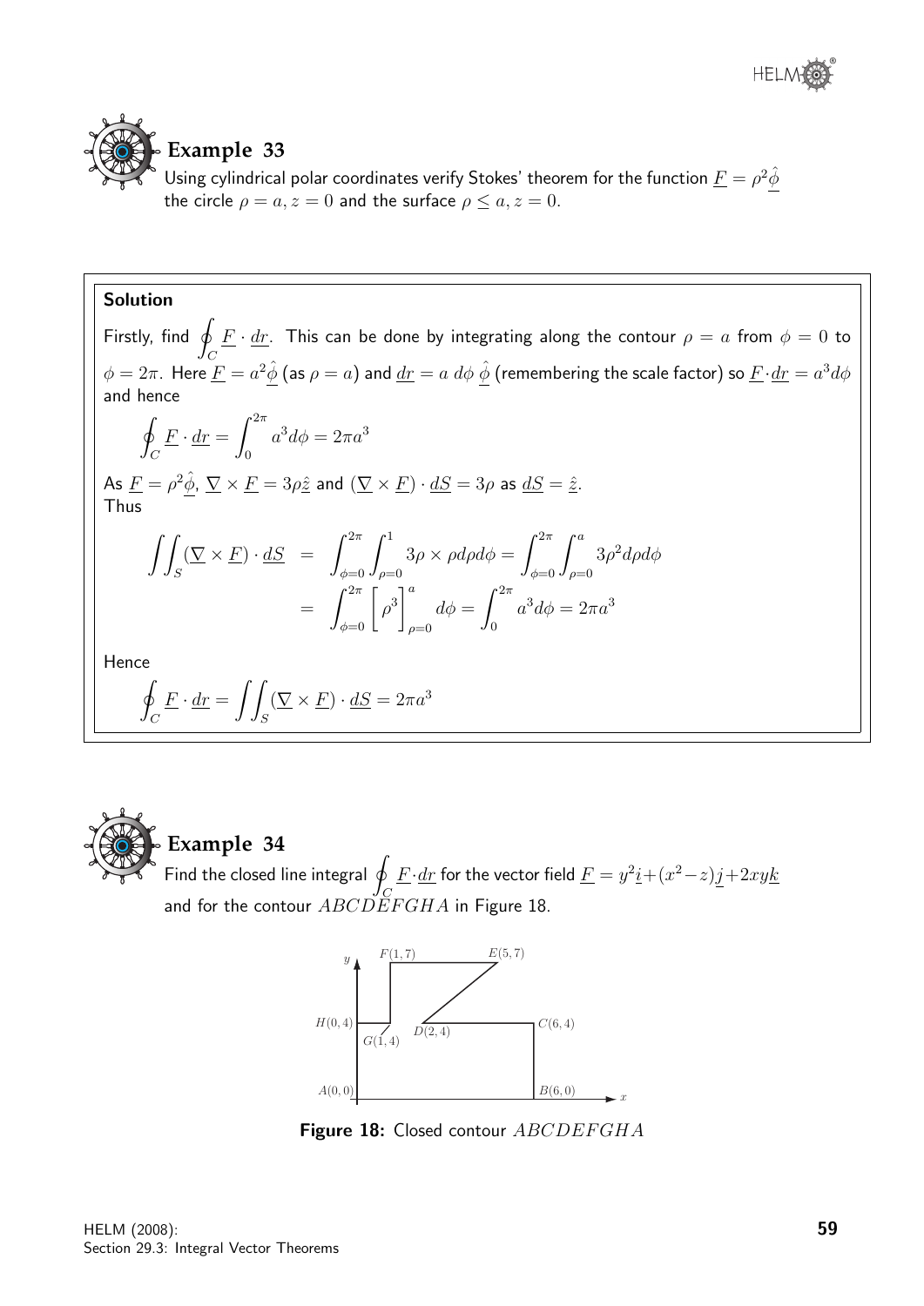## Example 33

Using cylindrical polar coordinates verify Stokes' theorem for the function $\underline{F} = \rho^2 \hat{\underline{\phi}}$ the circle $\rho = a, z = 0$ and the surface $\rho \leq a, z = 0$.

**Solution**

Firstly, find $\oint_C \underline{F} \cdot \underline{dr}$. This can be done by integrating along the contour $\rho = a$ from $\phi = 0$ to $\phi = 2\pi$. Here $\underline{F} = a^2 \hat{\underline{\phi}}$ (as $\rho = a$) and $\underline{dr} = a \; d\phi \; \hat{\underline{\phi}}$ (remembering the scale factor) so $\underline{F} \cdot \underline{dr} = a^3 d\phi$ and hence

$$\oint_C \underline{F} \cdot \underline{dr} = \int_0^{2\pi} a^3 d\phi = 2\pi a^3$$

As $\underline{F} = \rho^2 \hat{\underline{\phi}}$, $\underline{\nabla} \times \underline{F} = 3\rho \hat{\underline{z}}$ and $(\underline{\nabla} \times \underline{F}) \cdot \underline{dS} = 3\rho$ as $\underline{dS} = \hat{\underline{z}}$.

Thus

$$\begin{aligned}
\iint_S (\underline{\nabla} \times \underline{F}) \cdot \underline{dS} &= \int_{\phi=0}^{2\pi} \int_{\rho=0}^{1} 3\rho \times \rho d\rho d\phi = \int_{\phi=0}^{2\pi} \int_{\rho=0}^{a} 3\rho^2 d\rho d\phi \\
&= \int_{\phi=0}^{2\pi} \left[ \rho^3 \right]_{\rho=0}^{a} d\phi = \int_0^{2\pi} a^3 d\phi = 2\pi a^3
\end{aligned}$$

Hence

$$\oint_C \underline{F} \cdot \underline{dr} = \iint_S (\underline{\nabla} \times \underline{F}) \cdot \underline{dS} = 2\pi a^3$$

## Example 34

Find the closed line integral $\oint_C \underline{F} \cdot \underline{dr}$ for the vector field $\underline{F} = y^2 \underline{i} + (x^2 - z)\underline{j} + 2xy\underline{k}$ and for the contour $ABCDEFGHA$ in Figure 18.

**Figure 18:** Closed contour $ABCDEFGHA$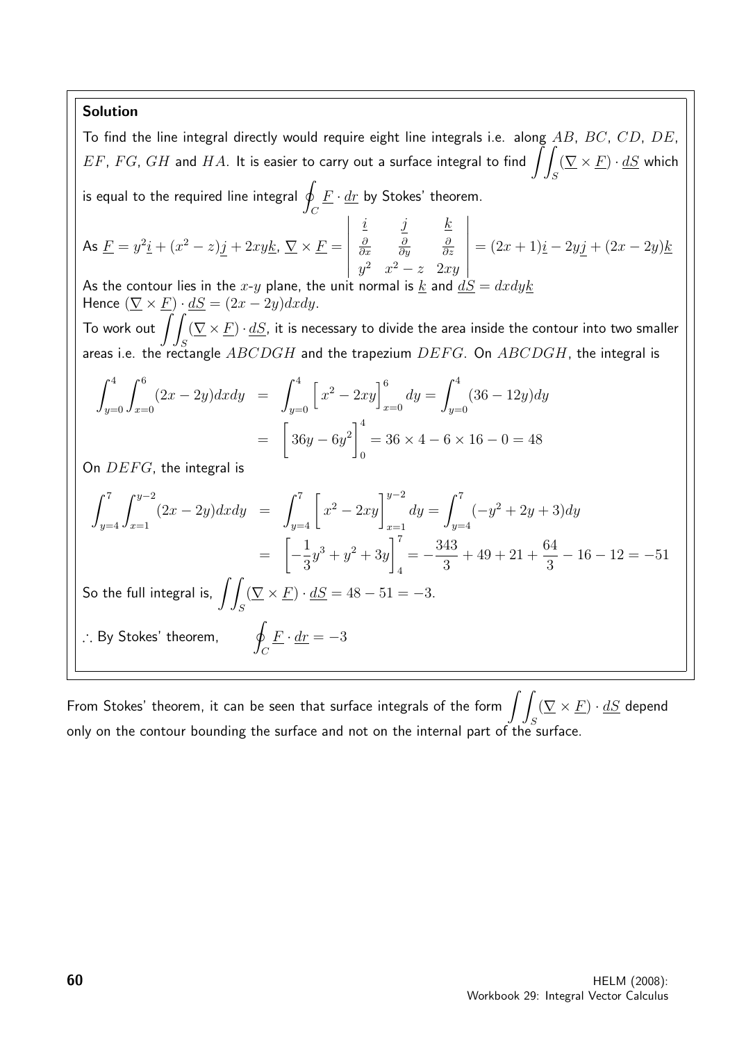**Solution**

To find the line integral directly would require eight line integrals i.e. along $AB$, $BC$, $CD$, $DE$, $EF$, $FG$, $GH$ and $HA$. It is easier to carry out a surface integral to find $\displaystyle\iint_S (\underline{\nabla} \times \underline{F}) \cdot \underline{dS}$ which is equal to the required line integral $\displaystyle\oint_C \underline{F} \cdot \underline{dr}$ by Stokes' theorem.

As $\underline{F} = y^2\underline{i} + (x^2 - z)\underline{j} + 2xy\underline{k}$, $\underline{\nabla} \times \underline{F} = \begin{vmatrix} \underline{i} & \underline{j} & \underline{k} \\ \frac{\partial}{\partial x} & \frac{\partial}{\partial y} & \frac{\partial}{\partial z} \\ y^2 & x^2 - z & 2xy \end{vmatrix} = (2x+1)\underline{i} - 2y\underline{j} + (2x - 2y)\underline{k}$

As the contour lies in the $x$-$y$ plane, the unit normal is $\underline{k}$ and $\underline{dS} = dxdy\underline{k}$

Hence $(\underline{\nabla} \times \underline{F}) \cdot \underline{dS} = (2x - 2y)dxdy$.

To work out $\displaystyle\iint_S (\underline{\nabla} \times \underline{F}) \cdot \underline{dS}$, it is necessary to divide the area inside the contour into two smaller areas i.e. the rectangle $ABCDGH$ and the trapezium $DEFG$. On $ABCDGH$, the integral is

$$\begin{aligned}
\int_{y=0}^{4}\int_{x=0}^{6}(2x-2y)dxdy &= \int_{y=0}^{4}\Big[x^2 - 2xy\Big]_{x=0}^{6}dy = \int_{y=0}^{4}(36 - 12y)dy \\
&= \Big[36y - 6y^2\Big]_0^4 = 36 \times 4 - 6 \times 16 - 0 = 48
\end{aligned}$$

On $DEFG$, the integral is

$$\begin{aligned}
\int_{y=4}^{7}\int_{x=1}^{y-2}(2x-2y)dxdy &= \int_{y=4}^{7}\Big[x^2 - 2xy\Big]_{x=1}^{y-2}dy = \int_{y=4}^{7}(-y^2 + 2y + 3)dy \\
&= \left[-\frac{1}{3}y^3 + y^2 + 3y\right]_4^7 = -\frac{343}{3} + 49 + 21 + \frac{64}{3} - 16 - 12 = -51
\end{aligned}$$

So the full integral is, $\displaystyle\iint_S (\underline{\nabla} \times \underline{F}) \cdot \underline{dS} = 48 - 51 = -3$.

$\therefore$ By Stokes' theorem, $\qquad \displaystyle\oint_C \underline{F} \cdot \underline{dr} = -3$

From Stokes' theorem, it can be seen that surface integrals of the form $\displaystyle\iint_S (\underline{\nabla} \times \underline{F}) \cdot \underline{dS}$ depend only on the contour bounding the surface and not on the internal part of the surface.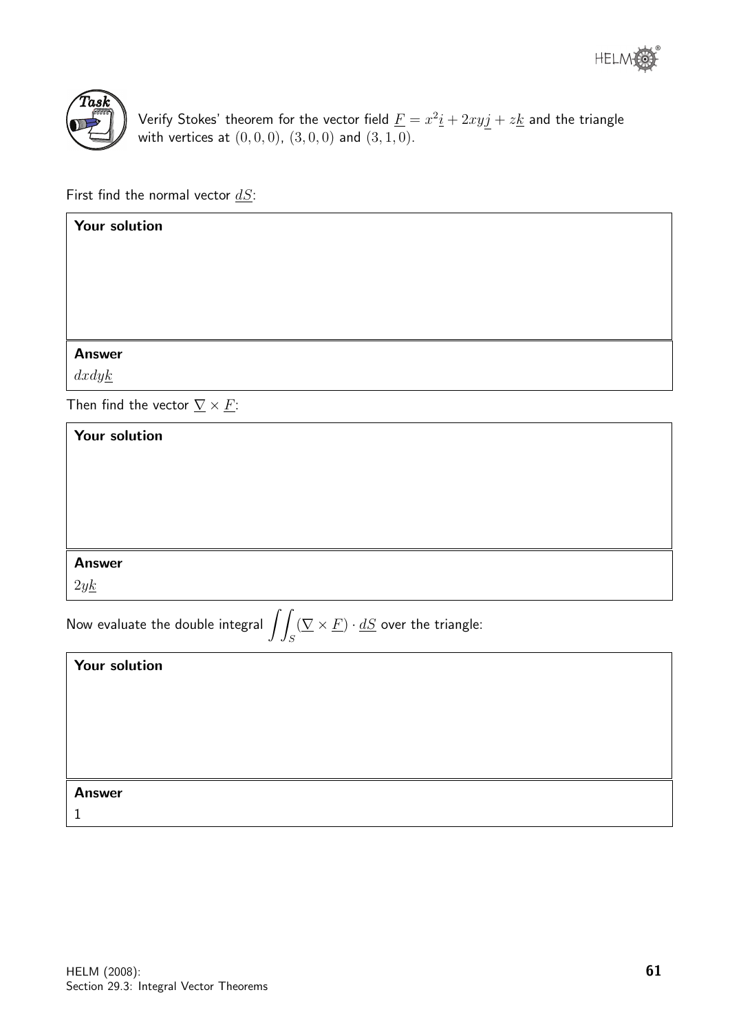**Task**

Verify Stokes' theorem for the vector field $\underline{F} = x^2\underline{i} + 2xy\underline{j} + z\underline{k}$ and the triangle with vertices at $(0,0,0)$, $(3,0,0)$ and $(3,1,0)$.

First find the normal vector $\underline{dS}$:

**Your solution**

**Answer**

$dxdy\underline{k}$

Then find the vector $\underline{\nabla} \times \underline{F}$:

**Your solution**

**Answer**

$2y\underline{k}$

Now evaluate the double integral $\displaystyle\iint_S (\underline{\nabla} \times \underline{F}) \cdot \underline{dS}$ over the triangle:

**Your solution**

**Answer**

1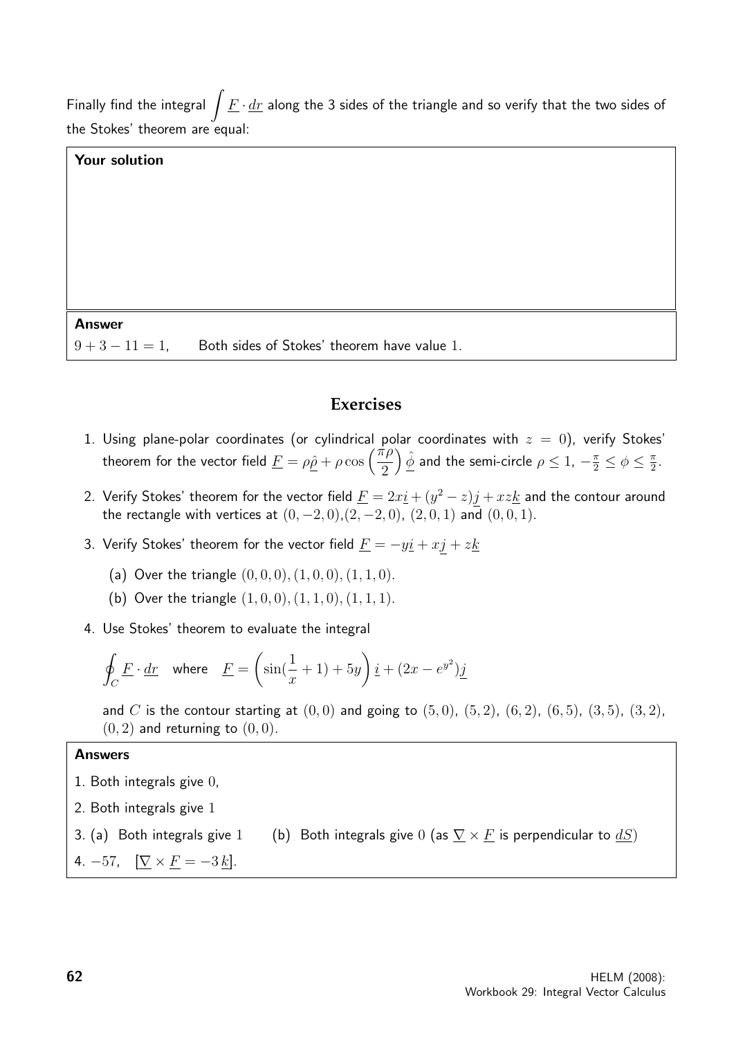Finally find the integral $\int \underline{F} \cdot \underline{dr}$ along the 3 sides of the triangle and so verify that the two sides of the Stokes' theorem are equal:

**Your solution**

**Answer**

$9 + 3 - 11 = 1,$ Both sides of Stokes' theorem have value 1.

## Exercises

1. Using plane-polar coordinates (or cylindrical polar coordinates with $z = 0$), verify Stokes' theorem for the vector field $\underline{F} = \rho\hat{\underline{\rho}} + \rho\cos\left(\frac{\pi\rho}{2}\right)\hat{\underline{\phi}}$ and the semi-circle $\rho \leq 1$, $-\frac{\pi}{2} \leq \phi \leq \frac{\pi}{2}$.

2. Verify Stokes' theorem for the vector field $\underline{F} = 2x\underline{i} + (y^2 - z)\underline{j} + xz\underline{k}$ and the contour around the rectangle with vertices at $(0, -2, 0)$, $(2, -2, 0)$, $(2, 0, 1)$ and $(0, 0, 1)$.

3. Verify Stokes' theorem for the vector field $\underline{F} = -y\underline{i} + x\underline{j} + z\underline{k}$
   (a) Over the triangle $(0, 0, 0), (1, 0, 0), (1, 1, 0)$.
   (b) Over the triangle $(1, 0, 0), (1, 1, 0), (1, 1, 1)$.

4. Use Stokes' theorem to evaluate the integral

$$\oint_C \underline{F} \cdot \underline{dr} \quad \text{where} \quad \underline{F} = \left(\sin(\frac{1}{x} + 1) + 5y\right)\underline{i} + (2x - e^{y^2})\underline{j}$$

and $C$ is the contour starting at $(0, 0)$ and going to $(5, 0)$, $(5, 2)$, $(6, 2)$, $(6, 5)$, $(3, 5)$, $(3, 2)$, $(0, 2)$ and returning to $(0, 0)$.

**Answers**

1. Both integrals give 0,
2. Both integrals give 1
3. (a) Both integrals give 1 (b) Both integrals give 0 (as $\underline{\nabla} \times \underline{F}$ is perpendicular to $\underline{dS}$)
4. $-57$, $[\underline{\nabla} \times \underline{F} = -3\,\underline{k}]$.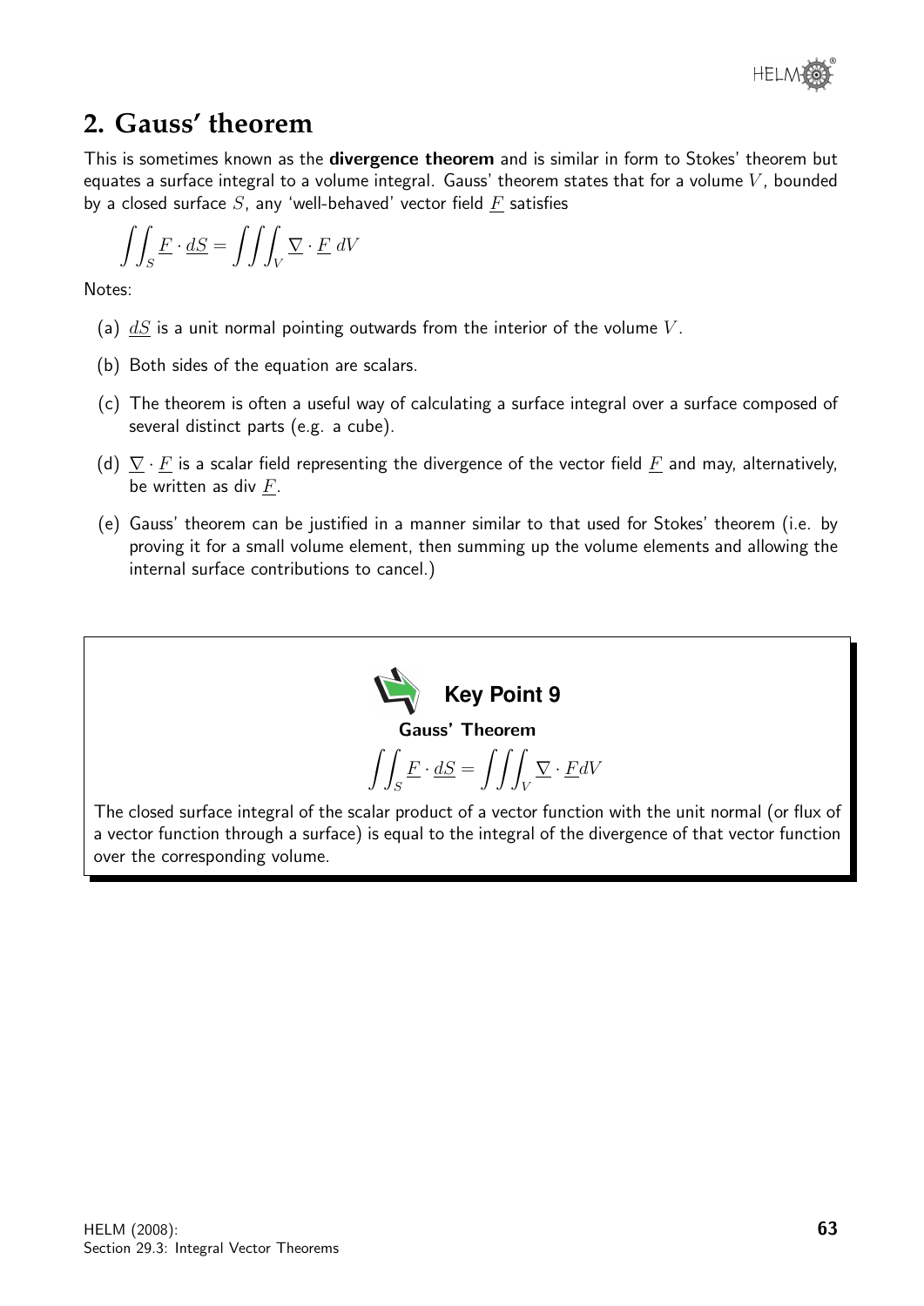## 2. Gauss' theorem

This is sometimes known as the **divergence theorem** and is similar in form to Stokes' theorem but equates a surface integral to a volume integral. Gauss' theorem states that for a volume $V$, bounded by a closed surface $S$, any 'well-behaved' vector field $\underline{F}$ satisfies

$$\iint_S \underline{F} \cdot \underline{dS} = \iiint_V \underline{\nabla} \cdot \underline{F}\, dV$$

Notes:

(a) $\underline{dS}$ is a unit normal pointing outwards from the interior of the volume $V$.

(b) Both sides of the equation are scalars.

(c) The theorem is often a useful way of calculating a surface integral over a surface composed of several distinct parts (e.g. a cube).

(d) $\underline{\nabla} \cdot \underline{F}$ is a scalar field representing the divergence of the vector field $\underline{F}$ and may, alternatively, be written as div $\underline{F}$.

(e) Gauss' theorem can be justified in a manner similar to that used for Stokes' theorem (i.e. by proving it for a small volume element, then summing up the volume elements and allowing the internal surface contributions to cancel.)

**Key Point 9**

**Gauss' Theorem**

$$\iint_S \underline{F} \cdot \underline{dS} = \iiint_V \underline{\nabla} \cdot \underline{F} dV$$

The closed surface integral of the scalar product of a vector function with the unit normal (or flux of a vector function through a surface) is equal to the integral of the divergence of that vector function over the corresponding volume.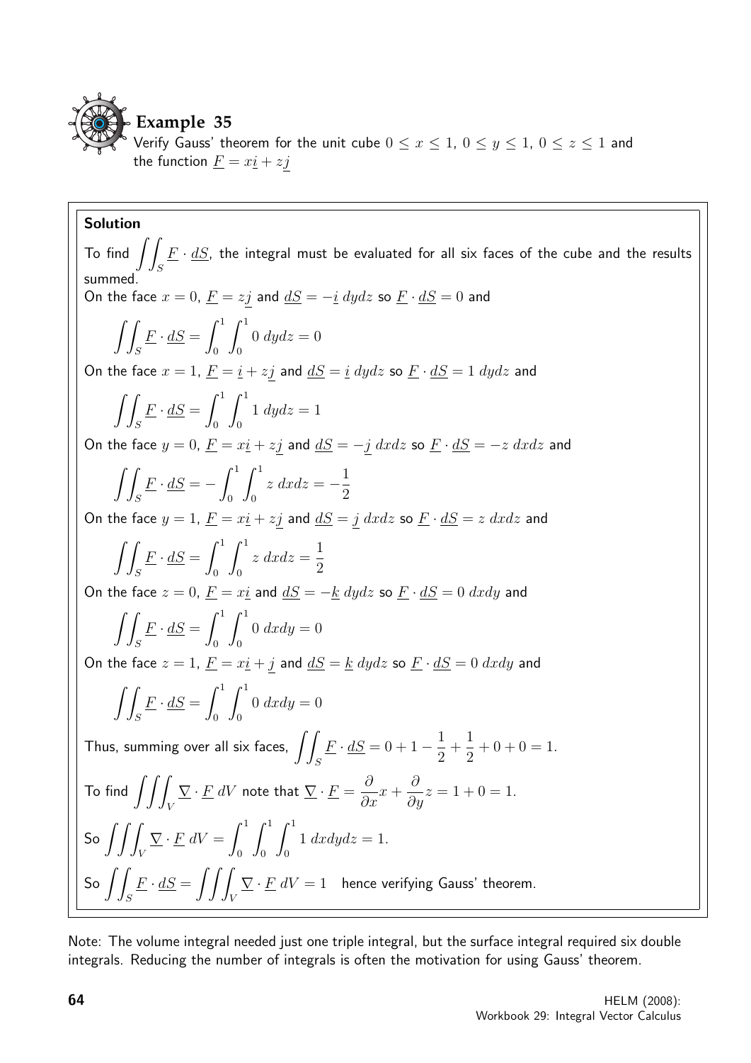## Example 35

Verify Gauss' theorem for the unit cube $0 \leq x \leq 1$, $0 \leq y \leq 1$, $0 \leq z \leq 1$ and the function $\underline{F} = x\underline{i} + z\underline{j}$

**Solution**

To find $\displaystyle\iint_S \underline{F} \cdot \underline{dS}$, the integral must be evaluated for all six faces of the cube and the results summed.

On the face $x = 0$, $\underline{F} = z\underline{j}$ and $\underline{dS} = -\underline{i}\ dydz$ so $\underline{F} \cdot \underline{dS} = 0$ and

$$\iint_S \underline{F} \cdot \underline{dS} = \int_0^1 \int_0^1 0\ dydz = 0$$

On the face $x = 1$, $\underline{F} = \underline{i} + z\underline{j}$ and $\underline{dS} = \underline{i}\ dydz$ so $\underline{F} \cdot \underline{dS} = 1\ dydz$ and

$$\iint_S \underline{F} \cdot \underline{dS} = \int_0^1 \int_0^1 1\ dydz = 1$$

On the face $y = 0$, $\underline{F} = x\underline{i} + z\underline{j}$ and $\underline{dS} = -\underline{j}\ dxdz$ so $\underline{F} \cdot \underline{dS} = -z\ dxdz$ and

$$\iint_S \underline{F} \cdot \underline{dS} = -\int_0^1 \int_0^1 z\ dxdz = -\frac{1}{2}$$

On the face $y = 1$, $\underline{F} = x\underline{i} + z\underline{j}$ and $\underline{dS} = \underline{j}\ dxdz$ so $\underline{F} \cdot \underline{dS} = z\ dxdz$ and

$$\iint_S \underline{F} \cdot \underline{dS} = \int_0^1 \int_0^1 z\ dxdz = \frac{1}{2}$$

On the face $z = 0$, $\underline{F} = x\underline{i}$ and $\underline{dS} = -\underline{k}\ dydz$ so $\underline{F} \cdot \underline{dS} = 0\ dxdy$ and

$$\iint_S \underline{F} \cdot \underline{dS} = \int_0^1 \int_0^1 0\ dxdy = 0$$

On the face $z = 1$, $\underline{F} = x\underline{i} + \underline{j}$ and $\underline{dS} = \underline{k}\ dydz$ so $\underline{F} \cdot \underline{dS} = 0\ dxdy$ and

$$\iint_S \underline{F} \cdot \underline{dS} = \int_0^1 \int_0^1 0\ dxdy = 0$$

Thus, summing over all six faces, $\displaystyle\iint_S \underline{F} \cdot \underline{dS} = 0 + 1 - \frac{1}{2} + \frac{1}{2} + 0 + 0 = 1.$

To find $\displaystyle\iiint_V \underline{\nabla} \cdot \underline{F}\ dV$ note that $\underline{\nabla} \cdot \underline{F} = \dfrac{\partial}{\partial x}x + \dfrac{\partial}{\partial y}z = 1 + 0 = 1.$

So $\displaystyle\iiint_V \underline{\nabla} \cdot \underline{F}\ dV = \int_0^1 \int_0^1 \int_0^1 1\ dxdydz = 1.$

So $\displaystyle\iint_S \underline{F} \cdot \underline{dS} = \iiint_V \underline{\nabla} \cdot \underline{F}\ dV = 1$ hence verifying Gauss' theorem.

Note: The volume integral needed just one triple integral, but the surface integral required six double integrals. Reducing the number of integrals is often the motivation for using Gauss' theorem.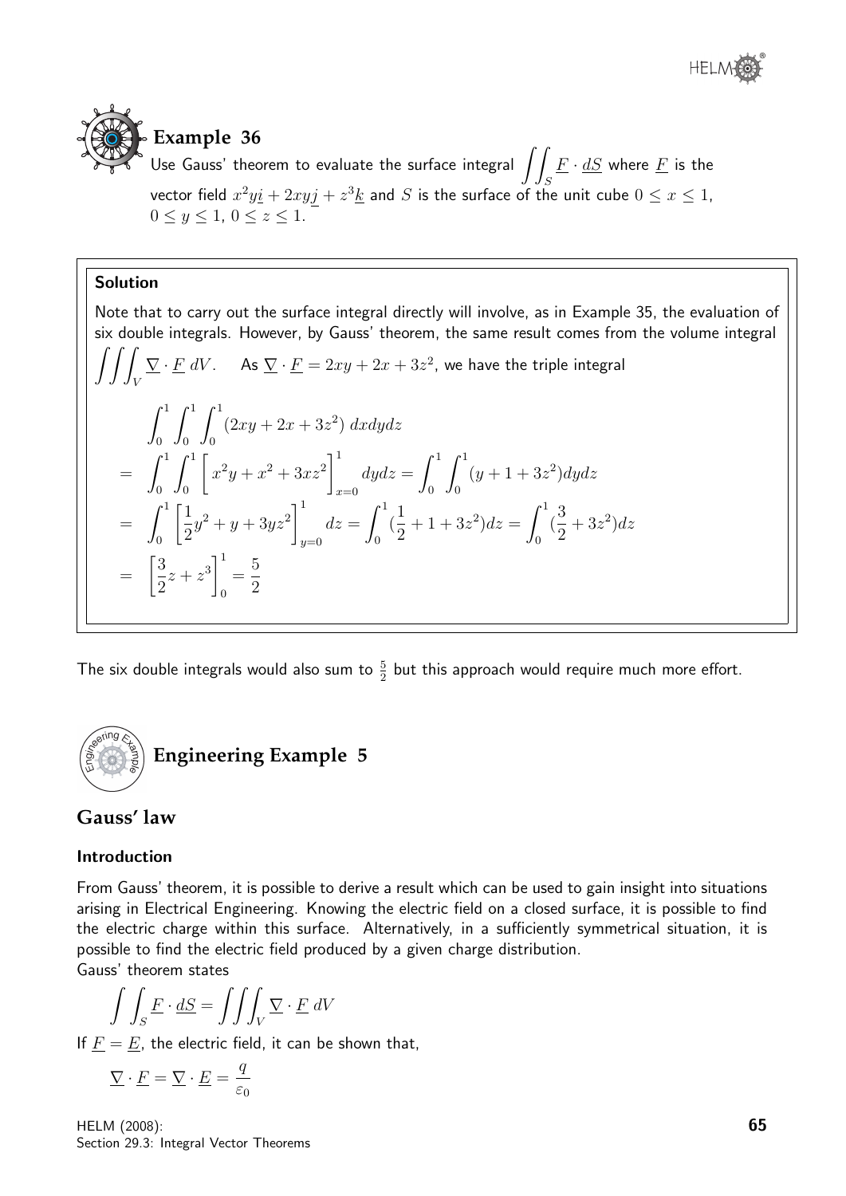## Example 36

Use Gauss' theorem to evaluate the surface integral $\displaystyle\iint_S \underline{F} \cdot \underline{dS}$ where $\underline{F}$ is the vector field $x^2y\underline{i} + 2xy\underline{j} + z^3\underline{k}$ and $S$ is the surface of the unit cube $0 \leq x \leq 1$, $0 \leq y \leq 1$, $0 \leq z \leq 1$.

**Solution**

Note that to carry out the surface integral directly will involve, as in Example 35, the evaluation of six double integrals. However, by Gauss' theorem, the same result comes from the volume integral $\displaystyle\iiint_V \underline{\nabla} \cdot \underline{F}\, dV$. As $\underline{\nabla} \cdot \underline{F} = 2xy + 2x + 3z^2$, we have the triple integral

$$
\begin{aligned}
& \int_0^1 \int_0^1 \int_0^1 (2xy + 2x + 3z^2)\, dxdydz \\
= & \int_0^1 \int_0^1 \left[ x^2y + x^2 + 3xz^2 \right]_{x=0}^1 dydz = \int_0^1 \int_0^1 (y + 1 + 3z^2) dydz \\
= & \int_0^1 \left[ \frac{1}{2}y^2 + y + 3yz^2 \right]_{y=0}^1 dz = \int_0^1 (\frac{1}{2} + 1 + 3z^2) dz = \int_0^1 (\frac{3}{2} + 3z^2) dz \\
= & \left[ \frac{3}{2}z + z^3 \right]_0^1 = \frac{5}{2}
\end{aligned}
$$

The six double integrals would also sum to $\frac{5}{2}$ but this approach would require much more effort.

## Engineering Example 5

## Gauss' law

**Introduction**

From Gauss' theorem, it is possible to derive a result which can be used to gain insight into situations arising in Electrical Engineering. Knowing the electric field on a closed surface, it is possible to find the electric charge within this surface. Alternatively, in a sufficiently symmetrical situation, it is possible to find the electric field produced by a given charge distribution.
Gauss' theorem states

$$\int \int_S \underline{F} \cdot \underline{dS} = \iiint_V \underline{\nabla} \cdot \underline{F}\, dV$$

If $\underline{F} = \underline{E}$, the electric field, it can be shown that,

$$\underline{\nabla} \cdot \underline{F} = \underline{\nabla} \cdot \underline{E} = \frac{q}{\varepsilon_0}$$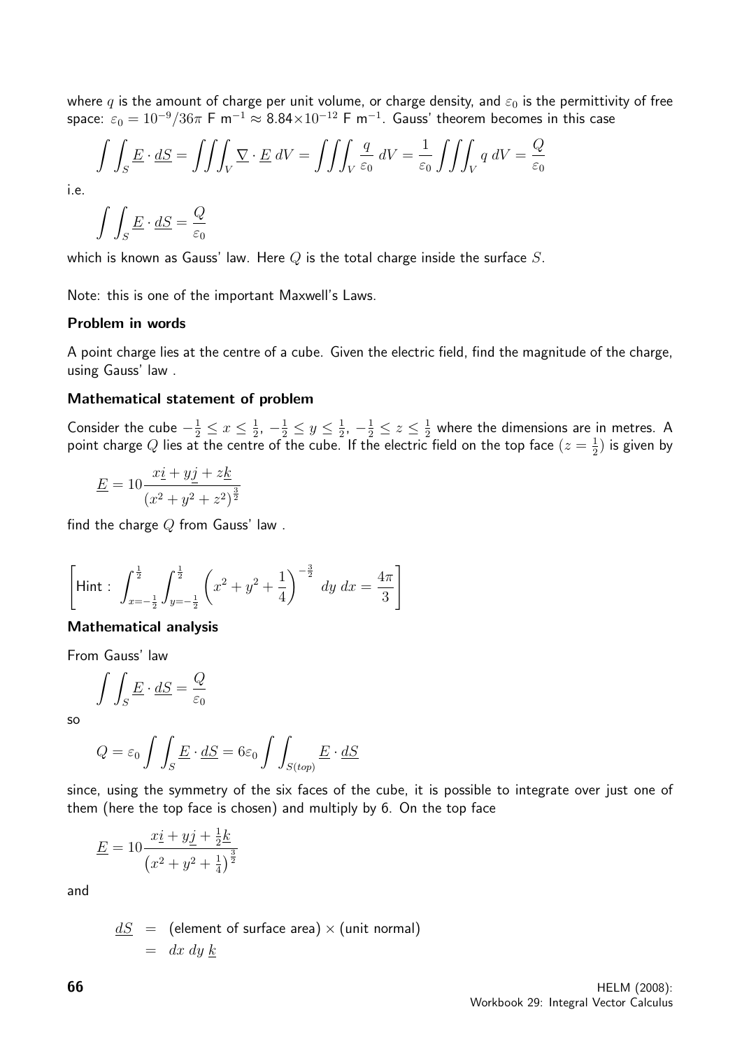where $q$ is the amount of charge per unit volume, or charge density, and $\varepsilon_0$ is the permittivity of free space: $\varepsilon_0 = 10^{-9}/36\pi$ F m$^{-1}$ $\approx 8.84 \times 10^{-12}$ F m$^{-1}$. Gauss' theorem becomes in this case

$$\int\int_S \underline{E} \cdot \underline{dS} = \iiint_V \underline{\nabla} \cdot \underline{E}\, dV = \iiint_V \frac{q}{\varepsilon_0}\, dV = \frac{1}{\varepsilon_0} \iiint_V q\, dV = \frac{Q}{\varepsilon_0}$$

i.e.

$$\int\int_S \underline{E} \cdot \underline{dS} = \frac{Q}{\varepsilon_0}$$

which is known as Gauss' law. Here $Q$ is the total charge inside the surface $S$.

Note: this is one of the important Maxwell's Laws.

### Problem in words

A point charge lies at the centre of a cube. Given the electric field, find the magnitude of the charge, using Gauss' law .

### Mathematical statement of problem

Consider the cube $-\frac{1}{2} \leq x \leq \frac{1}{2}$, $-\frac{1}{2} \leq y \leq \frac{1}{2}$, $-\frac{1}{2} \leq z \leq \frac{1}{2}$ where the dimensions are in metres. A point charge $Q$ lies at the centre of the cube. If the electric field on the top face ($z = \frac{1}{2}$) is given by

$$\underline{E} = 10 \frac{x\underline{i} + y\underline{j} + z\underline{k}}{(x^2 + y^2 + z^2)^{\frac{3}{2}}}$$

find the charge $Q$ from Gauss' law .

$$\left[ \text{Hint : } \int_{x=-\frac{1}{2}}^{\frac{1}{2}} \int_{y=-\frac{1}{2}}^{\frac{1}{2}} \left( x^2 + y^2 + \frac{1}{4} \right)^{-\frac{3}{2}}\, dy\, dx = \frac{4\pi}{3} \right]$$

### Mathematical analysis

From Gauss' law

$$\int\int_S \underline{E} \cdot \underline{dS} = \frac{Q}{\varepsilon_0}$$

so

$$Q = \varepsilon_0 \int\int_S \underline{E} \cdot \underline{dS} = 6\varepsilon_0 \int\int_{S(top)} \underline{E} \cdot \underline{dS}$$

since, using the symmetry of the six faces of the cube, it is possible to integrate over just one of them (here the top face is chosen) and multiply by 6. On the top face

$$\underline{E} = 10 \frac{x\underline{i} + y\underline{j} + \frac{1}{2}\underline{k}}{\left(x^2 + y^2 + \frac{1}{4}\right)^{\frac{3}{2}}}$$

and

$$\begin{aligned} \underline{dS} &= \text{(element of surface area)} \times \text{(unit normal)} \\ &= dx\, dy\, \underline{k} \end{aligned}$$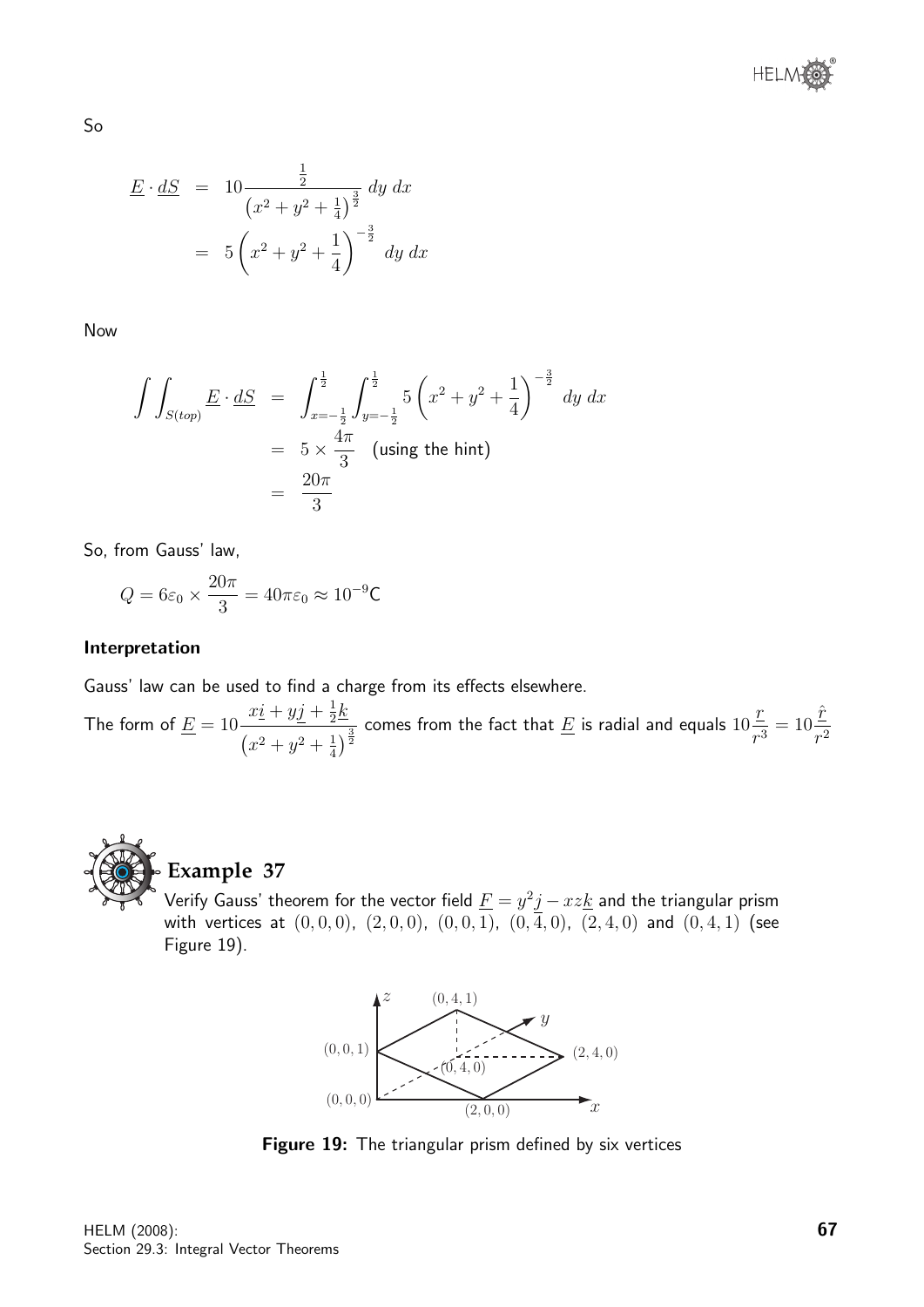So

$$\begin{aligned}
\underline{E} \cdot \underline{dS} &= 10 \frac{\frac{1}{2}}{\left(x^2 + y^2 + \frac{1}{4}\right)^{\frac{3}{2}}} \, dy \, dx \\
&= 5 \left( x^2 + y^2 + \frac{1}{4} \right)^{-\frac{3}{2}} \, dy \, dx
\end{aligned}$$

Now

$$\begin{aligned}
\int \int_{S(top)} \underline{E} \cdot \underline{dS} &= \int_{x=-\frac{1}{2}}^{\frac{1}{2}} \int_{y=-\frac{1}{2}}^{\frac{1}{2}} 5 \left( x^2 + y^2 + \frac{1}{4} \right)^{-\frac{3}{2}} \, dy \, dx \\
&= 5 \times \frac{4\pi}{3} \quad \text{(using the hint)} \\
&= \frac{20\pi}{3}
\end{aligned}$$

So, from Gauss' law,

$$Q = 6\varepsilon_0 \times \frac{20\pi}{3} = 40\pi\varepsilon_0 \approx 10^{-9}\text{C}$$

**Interpretation**

Gauss' law can be used to find a charge from its effects elsewhere.

The form of $\underline{E} = 10 \dfrac{x\underline{i} + y\underline{j} + \frac{1}{2}\underline{k}}{\left(x^2 + y^2 + \frac{1}{4}\right)^{\frac{3}{2}}}$ comes from the fact that $\underline{E}$ is radial and equals $10\dfrac{\underline{r}}{r^3} = 10\dfrac{\hat{\underline{r}}}{r^2}$

## Example 37

Verify Gauss' theorem for the vector field $\underline{F} = y^2\underline{j} - xz\underline{k}$ and the triangular prism with vertices at $(0,0,0)$, $(2,0,0)$, $(0,0,1)$, $(0,4,0)$, $(2,4,0)$ and $(0,4,1)$ (see Figure 19).

**Figure 19:** The triangular prism defined by six vertices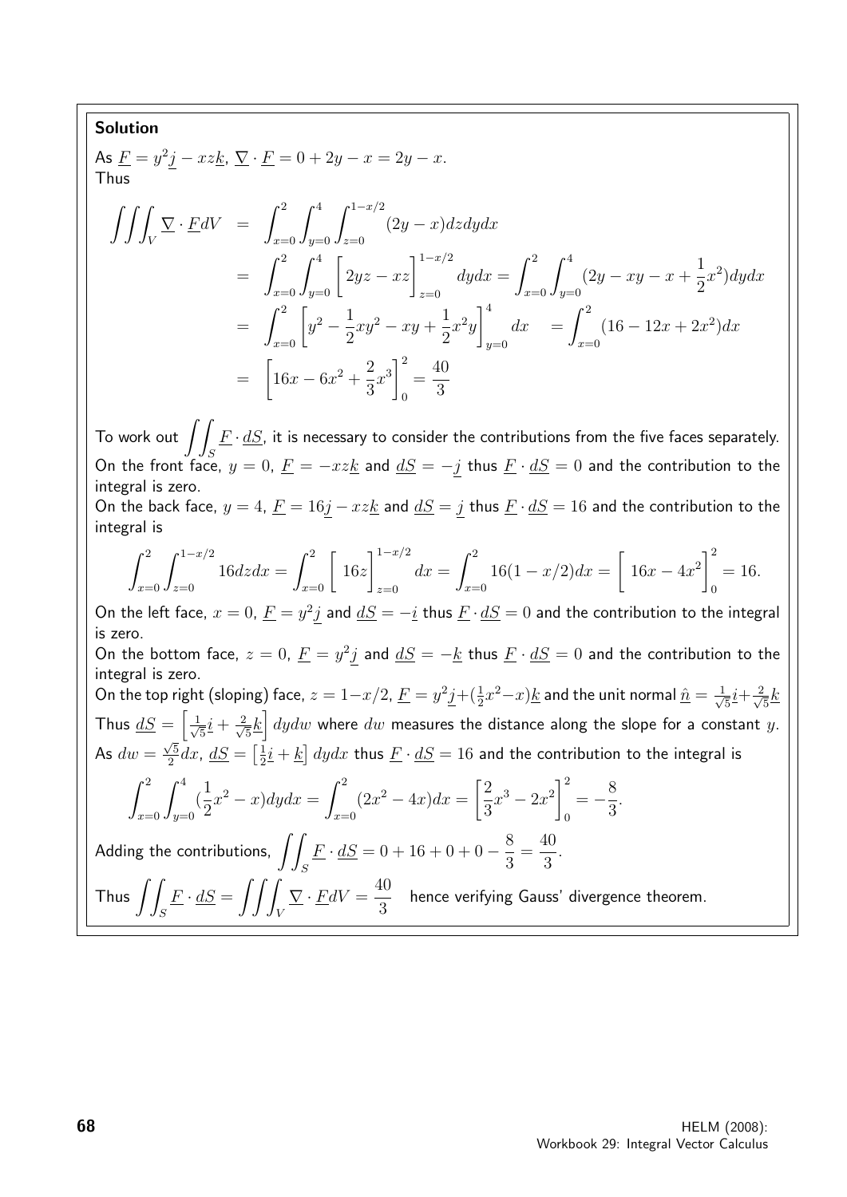**Solution**

As $\underline{F} = y^2\underline{j} - xz\underline{k}$, $\underline{\nabla} \cdot \underline{F} = 0 + 2y - x = 2y - x$.
Thus

$$\begin{aligned}
\iiint_V \underline{\nabla} \cdot \underline{F} dV &= \int_{x=0}^{2}\int_{y=0}^{4}\int_{z=0}^{1-x/2}(2y-x)dzdydx \\
&= \int_{x=0}^{2}\int_{y=0}^{4}\left[2yz - xz\right]_{z=0}^{1-x/2} dydx = \int_{x=0}^{2}\int_{y=0}^{4}(2y - xy - x + \frac{1}{2}x^2)dydx \\
&= \int_{x=0}^{2}\left[y^2 - \frac{1}{2}xy^2 - xy + \frac{1}{2}x^2y\right]_{y=0}^{4} dx \quad = \int_{x=0}^{2}(16 - 12x + 2x^2)dx \\
&= \left[16x - 6x^2 + \frac{2}{3}x^3\right]_0^2 = \frac{40}{3}
\end{aligned}$$

To work out $\iint_S \underline{F} \cdot \underline{dS}$, it is necessary to consider the contributions from the five faces separately.
On the front face, $y = 0$, $\underline{F} = -xz\underline{k}$ and $\underline{dS} = -\underline{j}$ thus $\underline{F} \cdot \underline{dS} = 0$ and the contribution to the integral is zero.
On the back face, $y = 4$, $\underline{F} = 16\underline{j} - xz\underline{k}$ and $\underline{dS} = \underline{j}$ thus $\underline{F} \cdot \underline{dS} = 16$ and the contribution to the integral is

$$\int_{x=0}^{2}\int_{z=0}^{1-x/2} 16dzdx = \int_{x=0}^{2}\left[\ 16z\right]_{z=0}^{1-x/2} dx = \int_{x=0}^{2} 16(1 - x/2)dx = \left[\ 16x - 4x^2\right]_0^2 = 16.$$

On the left face, $x = 0$, $\underline{F} = y^2\underline{j}$ and $\underline{dS} = -\underline{i}$ thus $\underline{F} \cdot \underline{dS} = 0$ and the contribution to the integral is zero.
On the bottom face, $z = 0$, $\underline{F} = y^2\underline{j}$ and $\underline{dS} = -\underline{k}$ thus $\underline{F} \cdot \underline{dS} = 0$ and the contribution to the integral is zero.
On the top right (sloping) face, $z = 1 - x/2$, $\underline{F} = y^2\underline{j} + (\frac{1}{2}x^2 - x)\underline{k}$ and the unit normal $\hat{\underline{n}} = \frac{1}{\sqrt{5}}\underline{i} + \frac{2}{\sqrt{5}}\underline{k}$
Thus $\underline{dS} = \left[\frac{1}{\sqrt{5}}\underline{i} + \frac{2}{\sqrt{5}}\underline{k}\right] dydw$ where $dw$ measures the distance along the slope for a constant $y$.
As $dw = \frac{\sqrt{5}}{2}dx$, $\underline{dS} = \left[\frac{1}{2}\underline{i} + \underline{k}\right] dydx$ thus $\underline{F} \cdot \underline{dS} = 16$ and the contribution to the integral is

$$\int_{x=0}^{2}\int_{y=0}^{4}(\frac{1}{2}x^2 - x)dydx = \int_{x=0}^{2}(2x^2 - 4x)dx = \left[\frac{2}{3}x^3 - 2x^2\right]_0^2 = -\frac{8}{3}.$$

Adding the contributions, $\iint_S \underline{F} \cdot \underline{dS} = 0 + 16 + 0 + 0 - \frac{8}{3} = \frac{40}{3}$.

Thus $\iint_S \underline{F} \cdot \underline{dS} = \iiint_V \underline{\nabla} \cdot \underline{F} dV = \frac{40}{3}$ hence verifying Gauss' divergence theorem.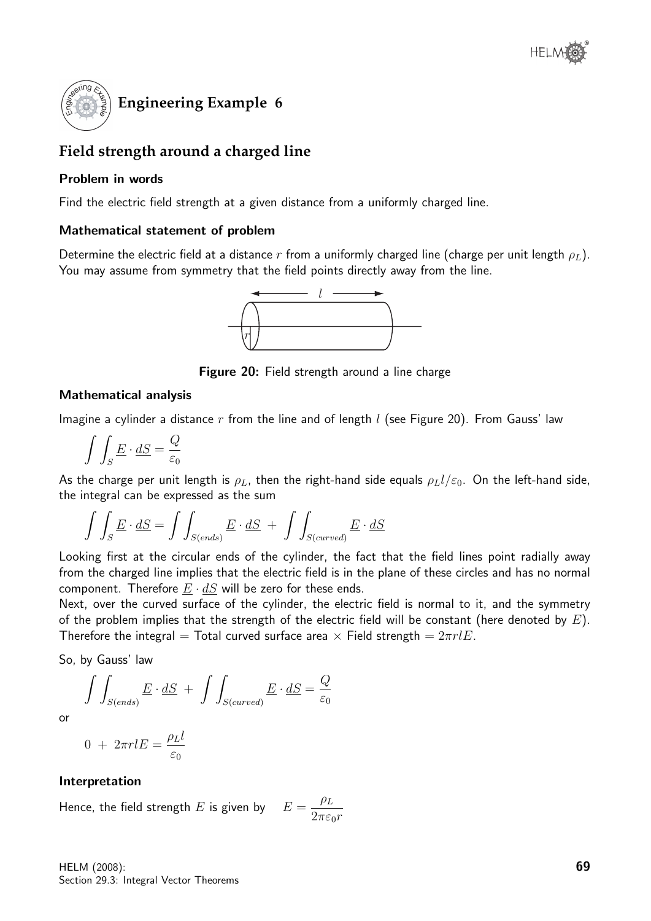## Engineering Example 6

### Field strength around a charged line

#### Problem in words

Find the electric field strength at a given distance from a uniformly charged line.

#### Mathematical statement of problem

Determine the electric field at a distance $r$ from a uniformly charged line (charge per unit length $\rho_L$). You may assume from symmetry that the field points directly away from the line.

**Figure 20:** Field strength around a line charge

#### Mathematical analysis

Imagine a cylinder a distance $r$ from the line and of length $l$ (see Figure 20). From Gauss' law

$$\int\int_S \underline{E} \cdot \underline{dS} = \frac{Q}{\varepsilon_0}$$

As the charge per unit length is $\rho_L$, then the right-hand side equals $\rho_L l/\varepsilon_0$. On the left-hand side, the integral can be expressed as the sum

$$\int\int_S \underline{E} \cdot \underline{dS} = \int\int_{S(ends)} \underline{E} \cdot \underline{dS} \; + \; \int\int_{S(curved)} \underline{E} \cdot \underline{dS}$$

Looking first at the circular ends of the cylinder, the fact that the field lines point radially away from the charged line implies that the electric field is in the plane of these circles and has no normal component. Therefore $\underline{E} \cdot \underline{dS}$ will be zero for these ends.

Next, over the curved surface of the cylinder, the electric field is normal to it, and the symmetry of the problem implies that the strength of the electric field will be constant (here denoted by $E$). Therefore the integral = Total curved surface area $\times$ Field strength $= 2\pi r l E$.

So, by Gauss' law

$$\int\int_{S(ends)} \underline{E} \cdot \underline{dS} \; + \; \int\int_{S(curved)} \underline{E} \cdot \underline{dS} = \frac{Q}{\varepsilon_0}$$

or

$$0 \; + \; 2\pi r l E = \frac{\rho_L l}{\varepsilon_0}$$

#### Interpretation

Hence, the field strength $E$ is given by $\quad E = \dfrac{\rho_L}{2\pi\varepsilon_0 r}$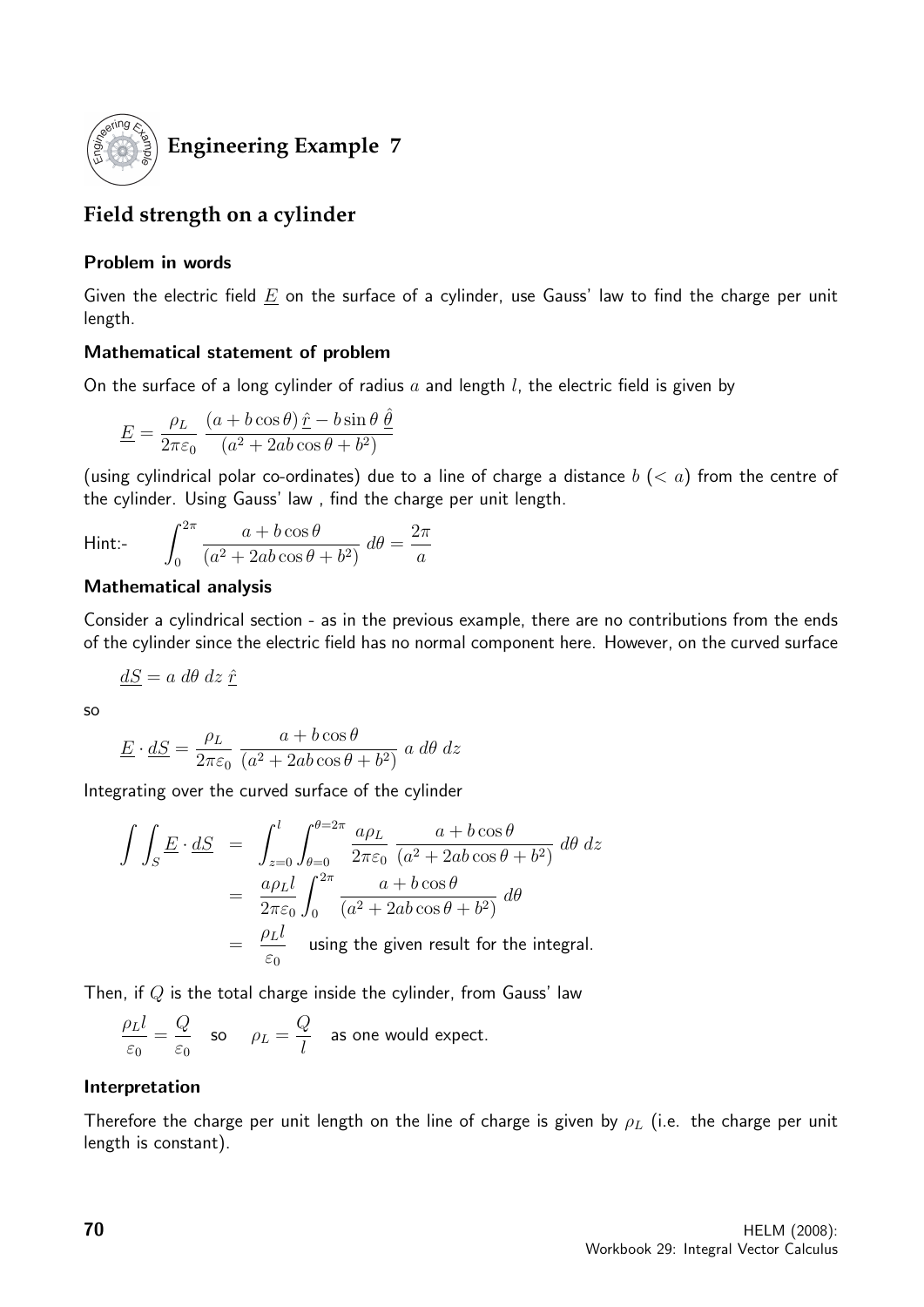# Engineering Example 7

## Field strength on a cylinder

### Problem in words

Given the electric field $\underline{E}$ on the surface of a cylinder, use Gauss' law to find the charge per unit length.

### Mathematical statement of problem

On the surface of a long cylinder of radius $a$ and length $l$, the electric field is given by

$$\underline{E} = \frac{\rho_L}{2\pi\varepsilon_0} \frac{(a + b\cos\theta)\,\hat{\underline{r}} - b\sin\theta\,\hat{\underline{\theta}}}{(a^2 + 2ab\cos\theta + b^2)}$$

(using cylindrical polar co-ordinates) due to a line of charge a distance $b$ ($< a$) from the centre of the cylinder. Using Gauss' law , find the charge per unit length.

Hint:- $\displaystyle\int_0^{2\pi} \frac{a + b\cos\theta}{(a^2 + 2ab\cos\theta + b^2)}\, d\theta = \frac{2\pi}{a}$

### Mathematical analysis

Consider a cylindrical section - as in the previous example, there are no contributions from the ends of the cylinder since the electric field has no normal component here. However, on the curved surface

$$\underline{dS} = a\; d\theta\; dz\; \hat{\underline{r}}$$

so

$$\underline{E} \cdot \underline{dS} = \frac{\rho_L}{2\pi\varepsilon_0} \frac{a + b\cos\theta}{(a^2 + 2ab\cos\theta + b^2)}\; a\; d\theta\; dz$$

Integrating over the curved surface of the cylinder

$$\begin{aligned}
\int\!\!\int_S \underline{E} \cdot \underline{dS} &= \int_{z=0}^{l} \int_{\theta=0}^{\theta=2\pi} \frac{a\rho_L}{2\pi\varepsilon_0} \frac{a + b\cos\theta}{(a^2 + 2ab\cos\theta + b^2)}\, d\theta\, dz \\
&= \frac{a\rho_L l}{2\pi\varepsilon_0} \int_0^{2\pi} \frac{a + b\cos\theta}{(a^2 + 2ab\cos\theta + b^2)}\, d\theta \\
&= \frac{\rho_L l}{\varepsilon_0} \quad \text{using the given result for the integral.}
\end{aligned}$$

Then, if $Q$ is the total charge inside the cylinder, from Gauss' law

$$\frac{\rho_L l}{\varepsilon_0} = \frac{Q}{\varepsilon_0} \quad \text{so} \quad \rho_L = \frac{Q}{l} \quad \text{as one would expect.}$$

### Interpretation

Therefore the charge per unit length on the line of charge is given by $\rho_L$ (i.e. the charge per unit length is constant).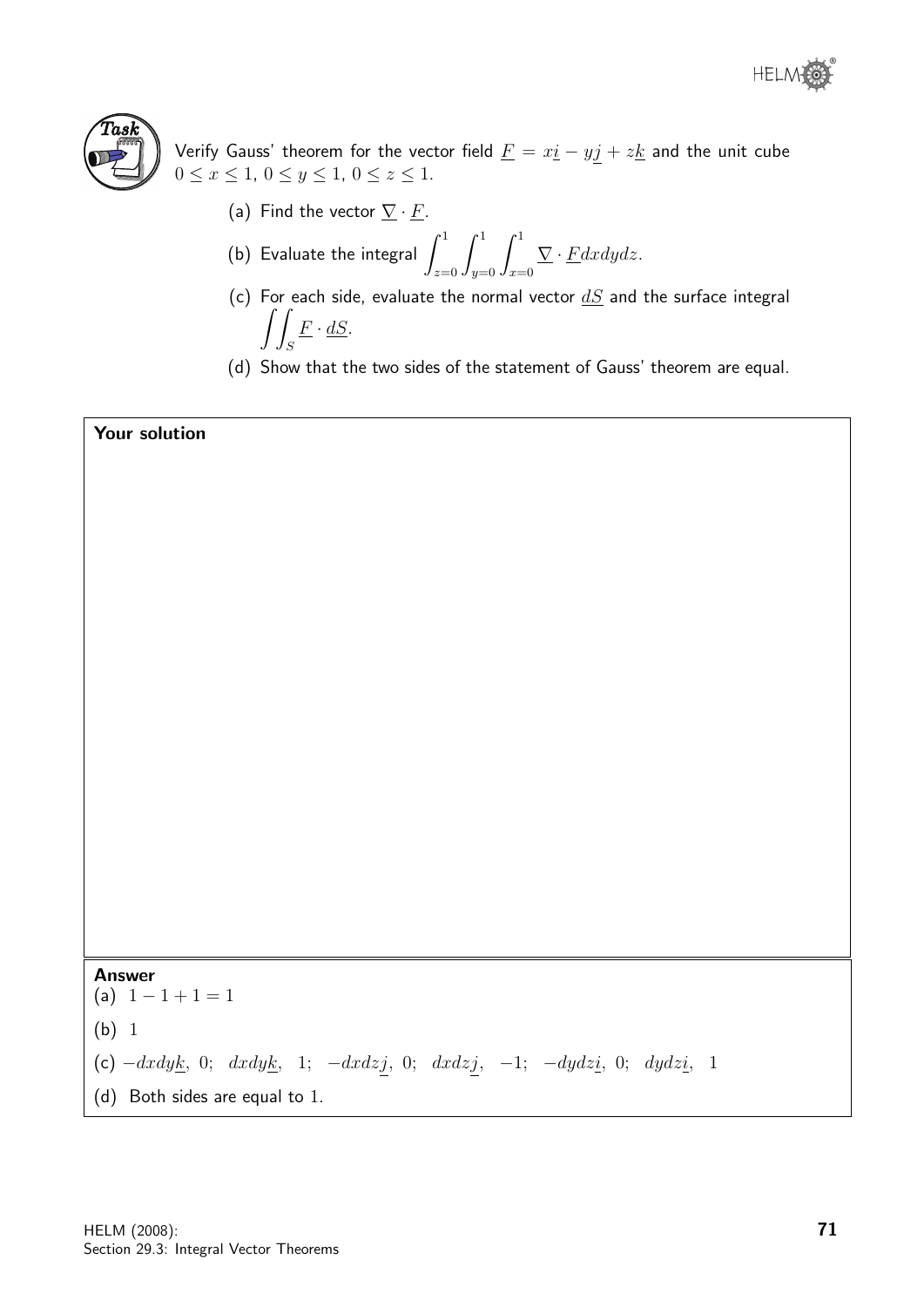**Task**

Verify Gauss' theorem for the vector field $\underline{F} = x\underline{i} - y\underline{j} + z\underline{k}$ and the unit cube $0 \leq x \leq 1$, $0 \leq y \leq 1$, $0 \leq z \leq 1$.

(a) Find the vector $\underline{\nabla} \cdot \underline{F}$.

(b) Evaluate the integral $\displaystyle\int_{z=0}^{1}\int_{y=0}^{1}\int_{x=0}^{1} \underline{\nabla} \cdot \underline{F} dxdydz$.

(c) For each side, evaluate the normal vector $\underline{dS}$ and the surface integral $\displaystyle\iint_S \underline{F} \cdot \underline{dS}$.

(d) Show that the two sides of the statement of Gauss' theorem are equal.

**Your solution**

**Answer**

(a) $1 - 1 + 1 = 1$

(b) $1$

(c) $-dxdy\underline{k},\ 0;\ \ dxdy\underline{k},\ \ 1;\ \ -dxdz\underline{j},\ 0;\ \ dxdz\underline{j},\ \ -1;\ \ -dydz\underline{i},\ 0;\ \ dydz\underline{i},\ \ 1$

(d) Both sides are equal to $1$.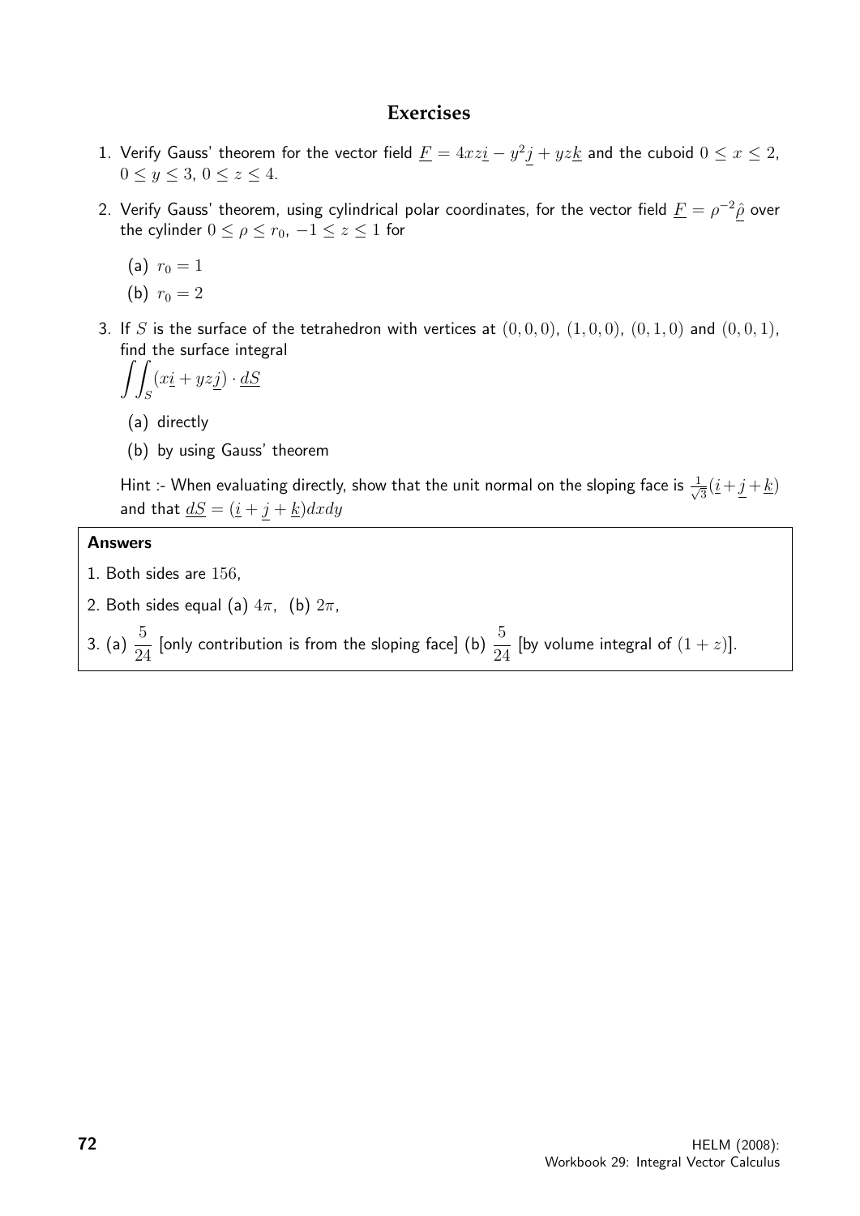## Exercises

1. Verify Gauss' theorem for the vector field $\underline{F} = 4xz\underline{i} - y^2\underline{j} + yz\underline{k}$ and the cuboid $0 \leq x \leq 2$, $0 \leq y \leq 3$, $0 \leq z \leq 4$.

2. Verify Gauss' theorem, using cylindrical polar coordinates, for the vector field $\underline{F} = \rho^{-2}\hat{\underline{\rho}}$ over the cylinder $0 \leq \rho \leq r_0$, $-1 \leq z \leq 1$ for

   (a) $r_0 = 1$

   (b) $r_0 = 2$

3. If $S$ is the surface of the tetrahedron with vertices at $(0,0,0)$, $(1,0,0)$, $(0,1,0)$ and $(0,0,1)$, find the surface integral
$$\iint_S (x\underline{i} + yz\underline{j}) \cdot \underline{dS}$$

   (a) directly

   (b) by using Gauss' theorem

   Hint :- When evaluating directly, show that the unit normal on the sloping face is $\frac{1}{\sqrt{3}}(\underline{i}+\underline{j}+\underline{k})$ and that $\underline{dS} = (\underline{i}+\underline{j}+\underline{k})dxdy$

**Answers**

1. Both sides are $156$,

2. Both sides equal (a) $4\pi$, (b) $2\pi$,

3. (a) $\dfrac{5}{24}$ [only contribution is from the sloping face] (b) $\dfrac{5}{24}$ [by volume integral of $(1+z)$].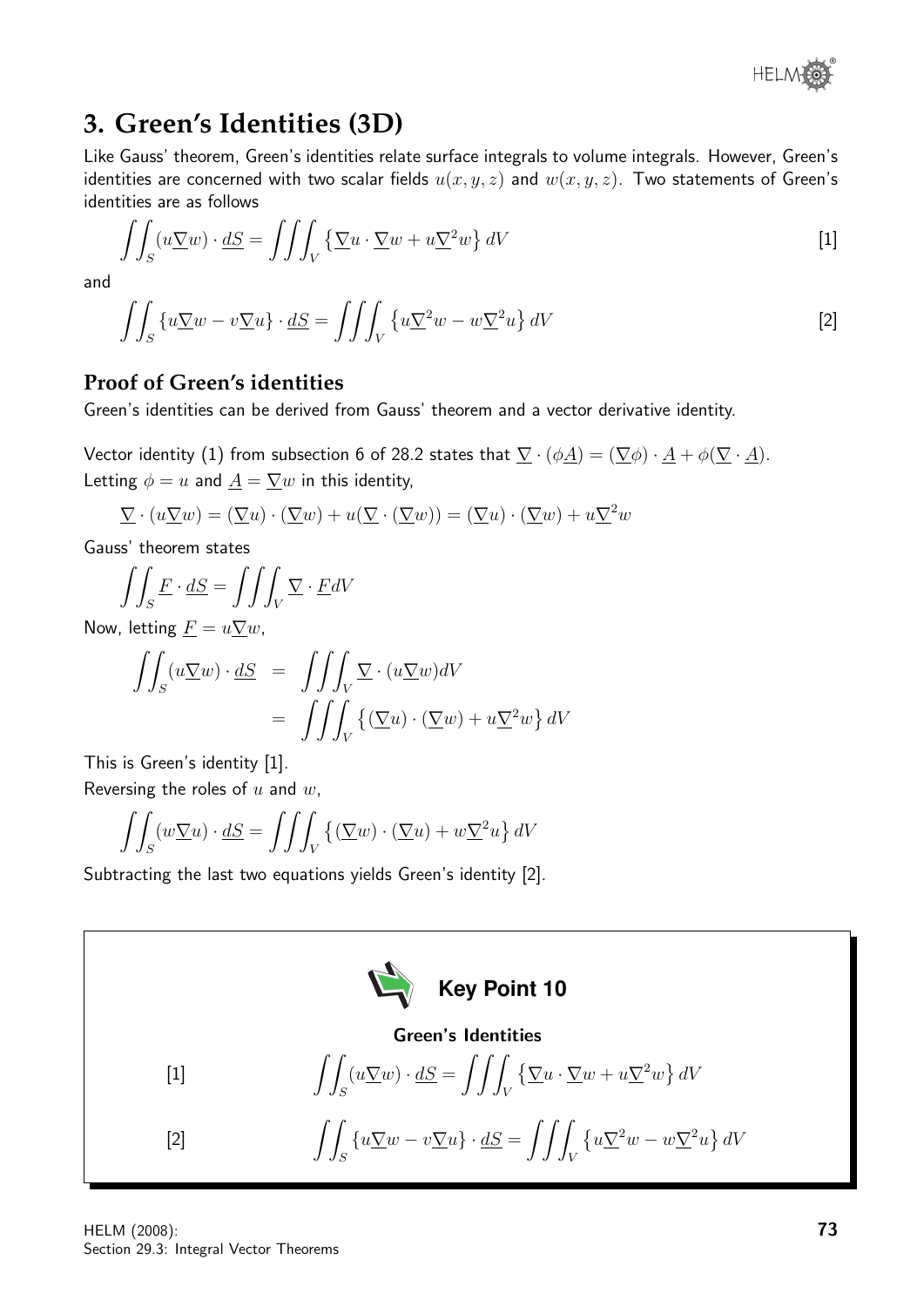## 3. Green's Identities (3D)

Like Gauss' theorem, Green's identities relate surface integrals to volume integrals. However, Green's identities are concerned with two scalar fields $u(x, y, z)$ and $w(x, y, z)$. Two statements of Green's identities are as follows

$$\iint_S (u\underline{\nabla}w) \cdot \underline{dS} = \iiint_V \left\{ \underline{\nabla}u \cdot \underline{\nabla}w + u\underline{\nabla}^2 w \right\} dV \qquad [1]$$

and

$$\iint_S \left\{ u\underline{\nabla}w - v\underline{\nabla}u \right\} \cdot \underline{dS} = \iiint_V \left\{ u\underline{\nabla}^2 w - w\underline{\nabla}^2 u \right\} dV \qquad [2]$$

### Proof of Green's identities

Green's identities can be derived from Gauss' theorem and a vector derivative identity.

Vector identity (1) from subsection 6 of 28.2 states that $\underline{\nabla} \cdot (\phi \underline{A}) = (\underline{\nabla}\phi) \cdot \underline{A} + \phi(\underline{\nabla} \cdot \underline{A})$.
Letting $\phi = u$ and $\underline{A} = \underline{\nabla}w$ in this identity,

$$\underline{\nabla} \cdot (u\underline{\nabla}w) = (\underline{\nabla}u) \cdot (\underline{\nabla}w) + u(\underline{\nabla} \cdot (\underline{\nabla}w)) = (\underline{\nabla}u) \cdot (\underline{\nabla}w) + u\underline{\nabla}^2 w$$

Gauss' theorem states

$$\iint_S \underline{F} \cdot \underline{dS} = \iiint_V \underline{\nabla} \cdot \underline{F} dV$$

Now, letting $\underline{F} = u\underline{\nabla}w$,

$$\begin{aligned}
\iint_S (u\underline{\nabla}w) \cdot \underline{dS} &= \iiint_V \underline{\nabla} \cdot (u\underline{\nabla}w) dV \\
&= \iiint_V \left\{ (\underline{\nabla}u) \cdot (\underline{\nabla}w) + u\underline{\nabla}^2 w \right\} dV
\end{aligned}$$

This is Green's identity [1].

Reversing the roles of $u$ and $w$,

$$\iint_S (w\underline{\nabla}u) \cdot \underline{dS} = \iiint_V \left\{ (\underline{\nabla}w) \cdot (\underline{\nabla}u) + w\underline{\nabla}^2 u \right\} dV$$

Subtracting the last two equations yields Green's identity [2].

**Key Point 10**

**Green's Identities**

[1] $$\iint_S (u\underline{\nabla}w) \cdot \underline{dS} = \iiint_V \left\{ \underline{\nabla}u \cdot \underline{\nabla}w + u\underline{\nabla}^2 w \right\} dV$$

[2] $$\iint_S \left\{ u\underline{\nabla}w - v\underline{\nabla}u \right\} \cdot \underline{dS} = \iiint_V \left\{ u\underline{\nabla}^2 w - w\underline{\nabla}^2 u \right\} dV$$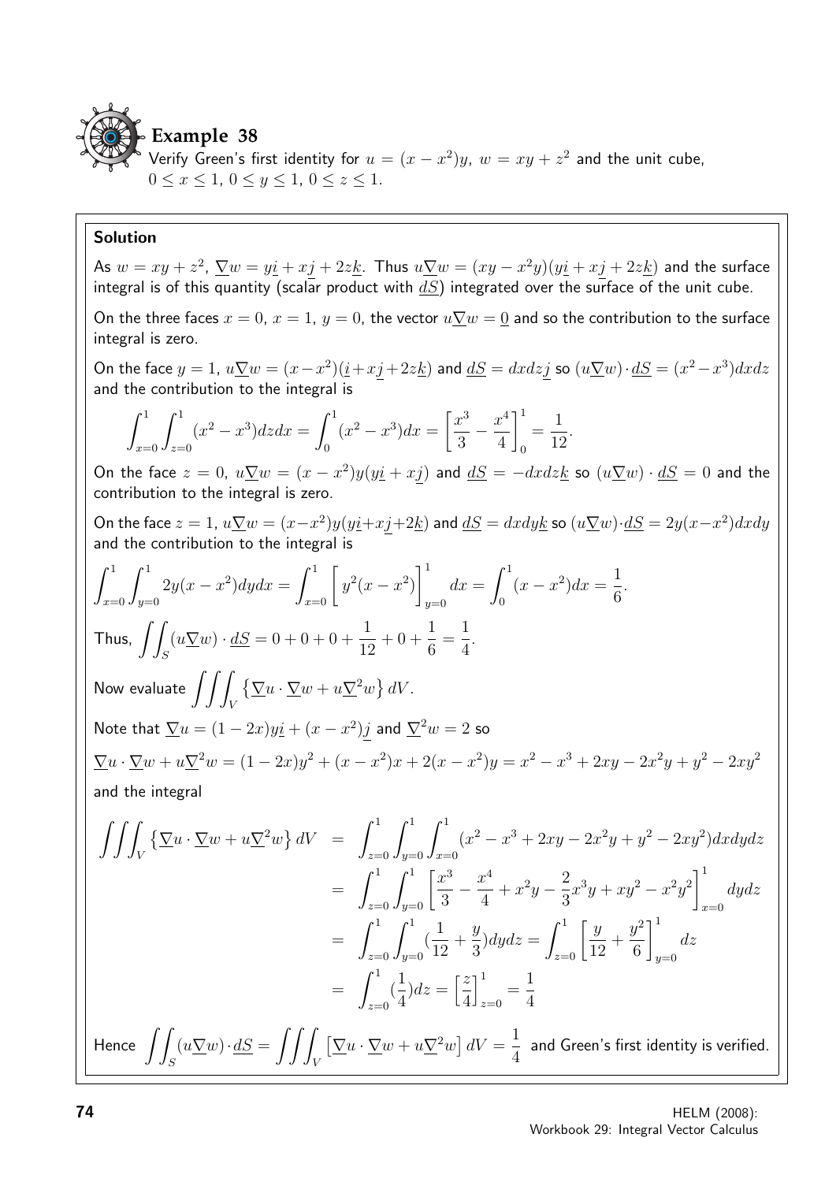## Example 38

Verify Green's first identity for $u = (x - x^2)y$, $w = xy + z^2$ and the unit cube, $0 \leq x \leq 1$, $0 \leq y \leq 1$, $0 \leq z \leq 1$.

**Solution**

As $w = xy + z^2$, $\underline{\nabla} w = y\underline{i} + x\underline{j} + 2z\underline{k}$. Thus $u\underline{\nabla} w = (xy - x^2y)(y\underline{i} + x\underline{j} + 2z\underline{k})$ and the surface integral is of this quantity (scalar product with $\underline{dS}$) integrated over the surface of the unit cube.

On the three faces $x = 0$, $x = 1$, $y = 0$, the vector $u\underline{\nabla} w = \underline{0}$ and so the contribution to the surface integral is zero.

On the face $y = 1$, $u\underline{\nabla} w = (x - x^2)(\underline{i} + x\underline{j} + 2z\underline{k})$ and $\underline{dS} = dxdz\underline{j}$ so $(u\underline{\nabla} w) \cdot \underline{dS} = (x^2 - x^3)dxdz$ and the contribution to the integral is

$$\int_{x=0}^{1} \int_{z=0}^{1} (x^2 - x^3)dzdx = \int_0^1 (x^2 - x^3)dx = \left[\frac{x^3}{3} - \frac{x^4}{4}\right]_0^1 = \frac{1}{12}.$$

On the face $z = 0$, $u\underline{\nabla} w = (x - x^2)y(y\underline{i} + x\underline{j})$ and $\underline{dS} = -dxdz\underline{k}$ so $(u\underline{\nabla} w) \cdot \underline{dS} = 0$ and the contribution to the integral is zero.

On the face $z = 1$, $u\underline{\nabla} w = (x - x^2)y(y\underline{i} + x\underline{j} + 2\underline{k})$ and $\underline{dS} = dxdy\underline{k}$ so $(u\underline{\nabla} w) \cdot \underline{dS} = 2y(x - x^2)dxdy$ and the contribution to the integral is

$$\int_{x=0}^{1} \int_{y=0}^{1} 2y(x - x^2)dydx = \int_{x=0}^{1} \left[ y^2(x - x^2) \right]_{y=0}^{1} dx = \int_0^1 (x - x^2)dx = \frac{1}{6}.$$

Thus, $\displaystyle\iint_S (u\underline{\nabla} w) \cdot \underline{dS} = 0 + 0 + 0 + \frac{1}{12} + 0 + \frac{1}{6} = \frac{1}{4}.$

Now evaluate $\displaystyle\iiint_V \left\{\underline{\nabla} u \cdot \underline{\nabla} w + u\underline{\nabla}^2 w\right\} dV.$

Note that $\underline{\nabla} u = (1 - 2x)y\underline{i} + (x - x^2)\underline{j}$ and $\underline{\nabla}^2 w = 2$ so

$\underline{\nabla} u \cdot \underline{\nabla} w + u\underline{\nabla}^2 w = (1 - 2x)y^2 + (x - x^2)x + 2(x - x^2)y = x^2 - x^3 + 2xy - 2x^2y + y^2 - 2xy^2$

and the integral

$$\begin{aligned}
\iiint_V \left\{\underline{\nabla} u \cdot \underline{\nabla} w + u\underline{\nabla}^2 w\right\} dV &= \int_{z=0}^{1} \int_{y=0}^{1} \int_{x=0}^{1} (x^2 - x^3 + 2xy - 2x^2y + y^2 - 2xy^2)dxdydz \\
&= \int_{z=0}^{1} \int_{y=0}^{1} \left[\frac{x^3}{3} - \frac{x^4}{4} + x^2y - \frac{2}{3}x^3y + xy^2 - x^2y^2\right]_{x=0}^{1} dydz \\
&= \int_{z=0}^{1} \int_{y=0}^{1} \left(\frac{1}{12} + \frac{y}{3}\right)dydz = \int_{z=0}^{1} \left[\frac{y}{12} + \frac{y^2}{6}\right]_{y=0}^{1} dz \\
&= \int_{z=0}^{1} \left(\frac{1}{4}\right)dz = \left[\frac{z}{4}\right]_{z=0}^{1} = \frac{1}{4}
\end{aligned}$$

Hence $\displaystyle\iint_S (u\underline{\nabla} w) \cdot \underline{dS} = \iiint_V \left[\underline{\nabla} u \cdot \underline{\nabla} w + u\underline{\nabla}^2 w\right] dV = \frac{1}{4}$ and Green's first identity is verified.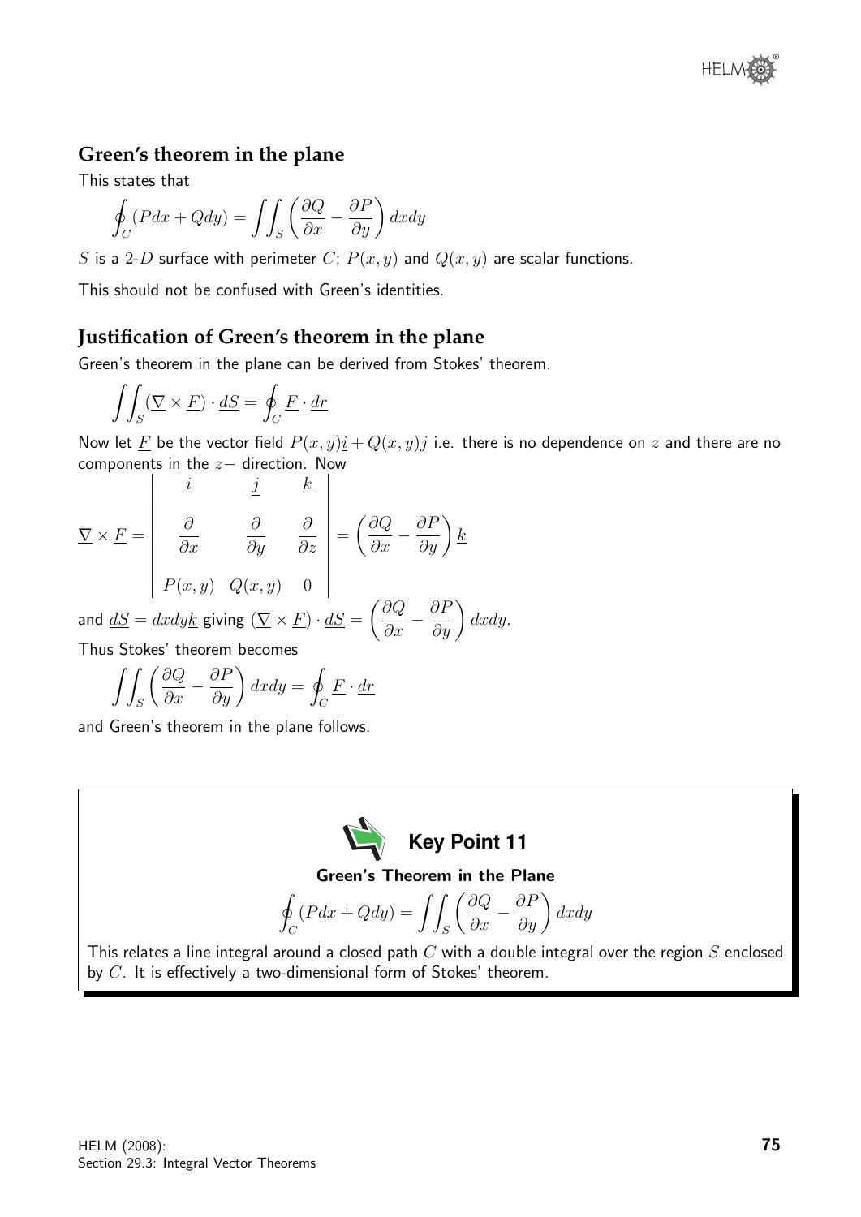## Green's theorem in the plane

This states that

$$\oint_C (Pdx + Qdy) = \iint_S \left( \frac{\partial Q}{\partial x} - \frac{\partial P}{\partial y} \right) dxdy$$

$S$ is a 2-$D$ surface with perimeter $C$; $P(x, y)$ and $Q(x, y)$ are scalar functions.

This should not be confused with Green's identities.

## Justification of Green's theorem in the plane

Green's theorem in the plane can be derived from Stokes' theorem.

$$\iint_S (\underline{\nabla} \times \underline{F}) \cdot \underline{dS} = \oint_C \underline{F} \cdot \underline{dr}$$

Now let $\underline{F}$ be the vector field $P(x, y)\underline{i} + Q(x, y)\underline{j}$ i.e. there is no dependence on $z$ and there are no components in the $z-$ direction. Now

$$\underline{\nabla} \times \underline{F} = \begin{vmatrix} \underline{i} & \underline{j} & \underline{k} \\ \dfrac{\partial}{\partial x} & \dfrac{\partial}{\partial y} & \dfrac{\partial}{\partial z} \\ P(x, y) & Q(x, y) & 0 \end{vmatrix} = \left( \frac{\partial Q}{\partial x} - \frac{\partial P}{\partial y} \right) \underline{k}$$

and $\underline{dS} = dxdy\underline{k}$ giving $(\underline{\nabla} \times \underline{F}) \cdot \underline{dS} = \left( \dfrac{\partial Q}{\partial x} - \dfrac{\partial P}{\partial y} \right) dxdy$.

Thus Stokes' theorem becomes

$$\iint_S \left( \frac{\partial Q}{\partial x} - \frac{\partial P}{\partial y} \right) dxdy = \oint_C \underline{F} \cdot \underline{dr}$$

and Green's theorem in the plane follows.

**Key Point 11**

**Green's Theorem in the Plane**

$$\oint_C (Pdx + Qdy) = \iint_S \left( \frac{\partial Q}{\partial x} - \frac{\partial P}{\partial y} \right) dxdy$$

This relates a line integral around a closed path $C$ with a double integral over the region $S$ enclosed by $C$. It is effectively a two-dimensional form of Stokes' theorem.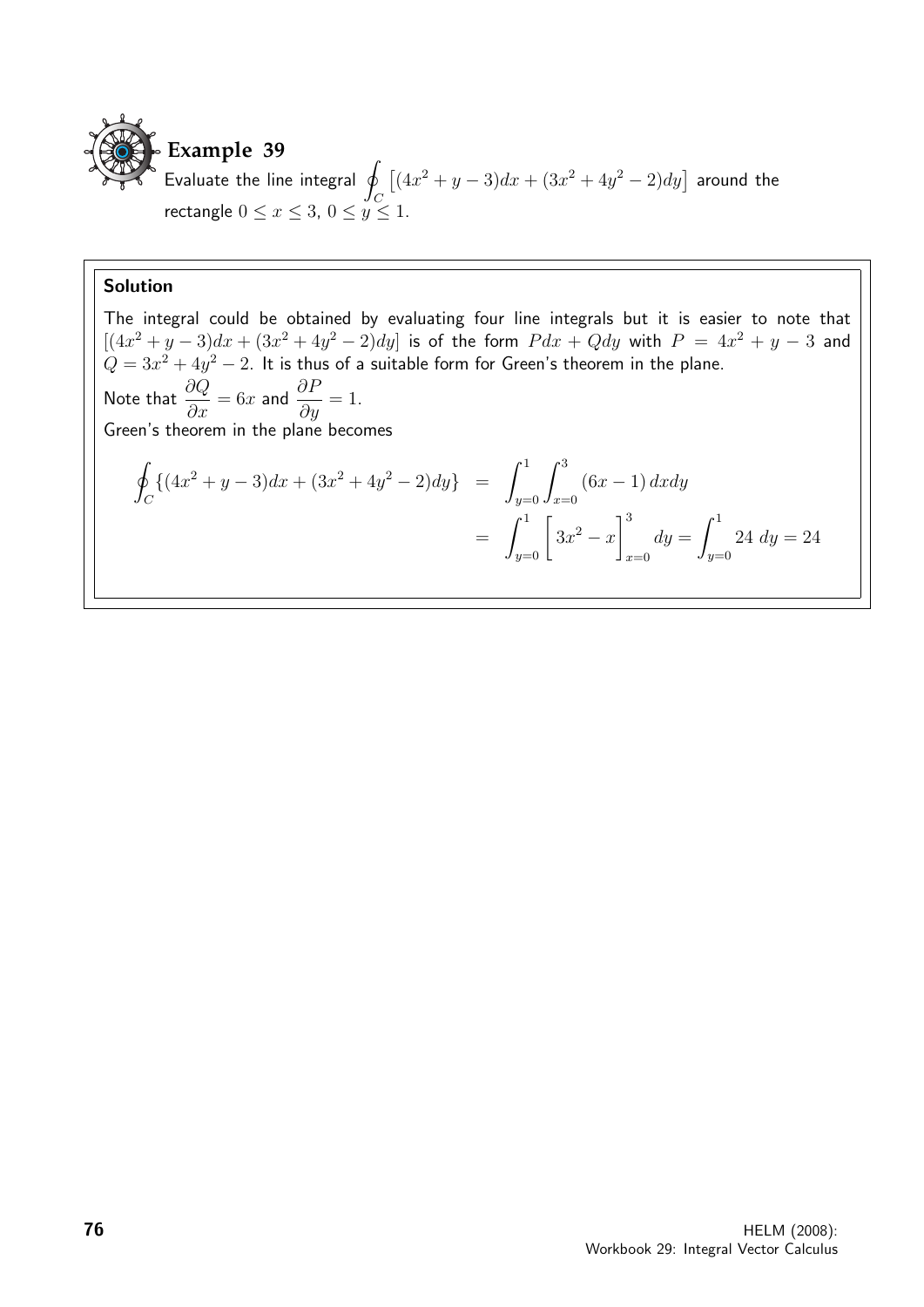## Example 39

Evaluate the line integral $\oint_C \left[(4x^2 + y - 3)dx + (3x^2 + 4y^2 - 2)dy\right]$ around the rectangle $0 \leq x \leq 3$, $0 \leq y \leq 1$.

**Solution**

The integral could be obtained by evaluating four line integrals but it is easier to note that $[(4x^2 + y - 3)dx + (3x^2 + 4y^2 - 2)dy]$ is of the form $Pdx + Qdy$ with $P = 4x^2 + y - 3$ and $Q = 3x^2 + 4y^2 - 2$. It is thus of a suitable form for Green's theorem in the plane.

Note that $\dfrac{\partial Q}{\partial x} = 6x$ and $\dfrac{\partial P}{\partial y} = 1$.

Green's theorem in the plane becomes

$$\oint_C \{(4x^2 + y - 3)dx + (3x^2 + 4y^2 - 2)dy\} = \int_{y=0}^{1} \int_{x=0}^{3} (6x - 1)\, dxdy$$

$$= \int_{y=0}^{1} \left[ 3x^2 - x \right]_{x=0}^{3} dy = \int_{y=0}^{1} 24 \; dy = 24$$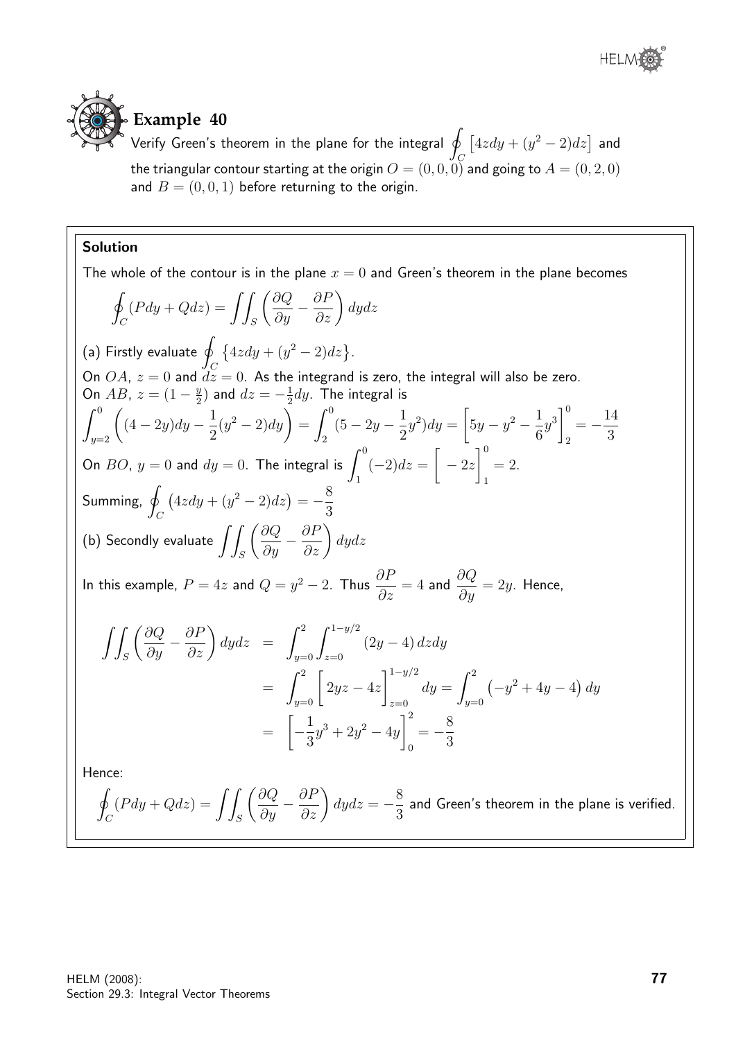## Example 40

Verify Green's theorem in the plane for the integral $\oint_C \left[4z dy + (y^2 - 2)dz\right]$ and the triangular contour starting at the origin $O = (0, 0, 0)$ and going to $A = (0, 2, 0)$ and $B = (0, 0, 1)$ before returning to the origin.

**Solution**

The whole of the contour is in the plane $x = 0$ and Green's theorem in the plane becomes

$$\oint_C (P dy + Q dz) = \iint_S \left(\frac{\partial Q}{\partial y} - \frac{\partial P}{\partial z}\right) dy dz$$

(a) Firstly evaluate $\oint_C \left\{4z dy + (y^2 - 2)dz\right\}$.

On $OA$, $z = 0$ and $dz = 0$. As the integrand is zero, the integral will also be zero.

On $AB$, $z = (1 - \frac{y}{2})$ and $dz = -\frac{1}{2}dy$. The integral is

$$\int_{y=2}^{0} \left((4 - 2y)dy - \frac{1}{2}(y^2 - 2)dy\right) = \int_2^0 (5 - 2y - \frac{1}{2}y^2)dy = \left[5y - y^2 - \frac{1}{6}y^3\right]_2^0 = -\frac{14}{3}$$

On $BO$, $y = 0$ and $dy = 0$. The integral is $\int_1^0 (-2)dz = \left[-2z\right]_1^0 = 2.$

Summing, $\oint_C \left(4z dy + (y^2 - 2)dz\right) = -\frac{8}{3}$

(b) Secondly evaluate $\iint_S \left(\frac{\partial Q}{\partial y} - \frac{\partial P}{\partial z}\right) dy dz$

In this example, $P = 4z$ and $Q = y^2 - 2$. Thus $\frac{\partial P}{\partial z} = 4$ and $\frac{\partial Q}{\partial y} = 2y$. Hence,

$$\begin{aligned}
\iint_S \left(\frac{\partial Q}{\partial y} - \frac{\partial P}{\partial z}\right) dy dz &= \int_{y=0}^{2} \int_{z=0}^{1-y/2} (2y - 4)\, dz dy \\
&= \int_{y=0}^{2} \left[2yz - 4z\right]_{z=0}^{1-y/2} dy = \int_{y=0}^{2} \left(-y^2 + 4y - 4\right) dy \\
&= \left[-\frac{1}{3}y^3 + 2y^2 - 4y\right]_0^2 = -\frac{8}{3}
\end{aligned}$$

Hence:

$\oint_C (P dy + Q dz) = \iint_S \left(\frac{\partial Q}{\partial y} - \frac{\partial P}{\partial z}\right) dy dz = -\frac{8}{3}$ and Green's theorem in the plane is verified.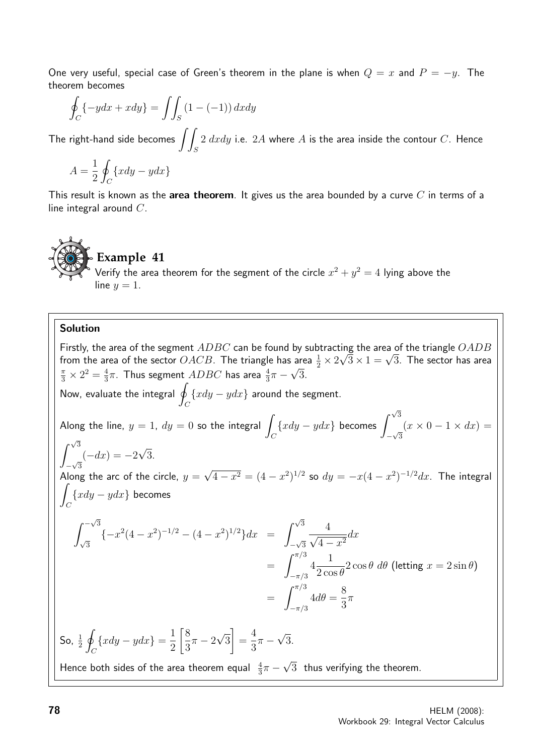One very useful, special case of Green's theorem in the plane is when $Q = x$ and $P = -y$. The theorem becomes

$$\oint_C \{-ydx + xdy\} = \iint_S (1 - (-1))\, dxdy$$

The right-hand side becomes $\displaystyle\iint_S 2\; dxdy$ i.e. $2A$ where $A$ is the area inside the contour $C$. Hence

$$A = \frac{1}{2}\oint_C \{xdy - ydx\}$$

This result is known as the **area theorem**. It gives us the area bounded by a curve $C$ in terms of a line integral around $C$.

## Example 41

Verify the area theorem for the segment of the circle $x^2 + y^2 = 4$ lying above the line $y = 1$.

### Solution

Firstly, the area of the segment $ADBC$ can be found by subtracting the area of the triangle $OADB$ from the area of the sector $OACB$. The triangle has area $\frac{1}{2} \times 2\sqrt{3} \times 1 = \sqrt{3}$. The sector has area $\frac{\pi}{3} \times 2^2 = \frac{4}{3}\pi$. Thus segment $ADBC$ has area $\frac{4}{3}\pi - \sqrt{3}$.

Now, evaluate the integral $\displaystyle\oint_C \{xdy - ydx\}$ around the segment.

Along the line, $y = 1$, $dy = 0$ so the integral $\displaystyle\int_C \{xdy - ydx\}$ becomes $\displaystyle\int_{-\sqrt{3}}^{\sqrt{3}} (x \times 0 - 1 \times dx) = \int_{-\sqrt{3}}^{\sqrt{3}} (-dx) = -2\sqrt{3}$.

Along the arc of the circle, $y = \sqrt{4 - x^2} = (4 - x^2)^{1/2}$ so $dy = -x(4 - x^2)^{-1/2}dx$. The integral $\displaystyle\int_C \{xdy - ydx\}$ becomes

$$\begin{aligned}
\int_{\sqrt{3}}^{-\sqrt{3}} \{-x^2(4 - x^2)^{-1/2} - (4 - x^2)^{1/2}\}dx &= \int_{-\sqrt{3}}^{\sqrt{3}} \frac{4}{\sqrt{4 - x^2}}dx \\
&= \int_{-\pi/3}^{\pi/3} 4\frac{1}{2\cos\theta} 2\cos\theta\; d\theta \text{ (letting } x = 2\sin\theta) \\
&= \int_{-\pi/3}^{\pi/3} 4d\theta = \frac{8}{3}\pi
\end{aligned}$$

So, $\displaystyle\frac{1}{2}\oint_C \{xdy - ydx\} = \frac{1}{2}\left[\frac{8}{3}\pi - 2\sqrt{3}\right] = \frac{4}{3}\pi - \sqrt{3}$.

Hence both sides of the area theorem equal $\frac{4}{3}\pi - \sqrt{3}$ thus verifying the theorem.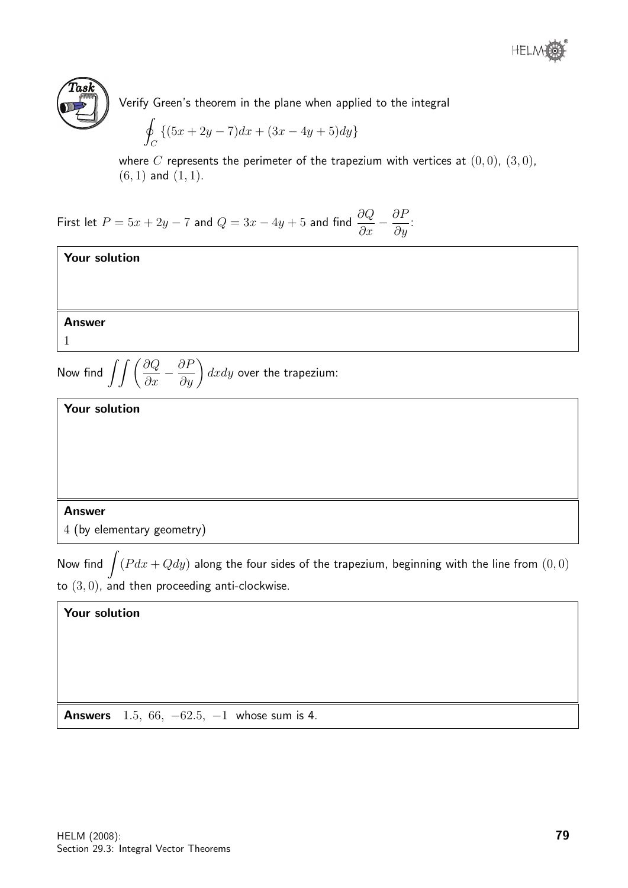**Task**

Verify Green's theorem in the plane when applied to the integral

$$\oint_C \{(5x + 2y - 7)dx + (3x - 4y + 5)dy\}$$

where $C$ represents the perimeter of the trapezium with vertices at $(0, 0)$, $(3, 0)$, $(6, 1)$ and $(1, 1)$.

First let $P = 5x + 2y - 7$ and $Q = 3x - 4y + 5$ and find $\dfrac{\partial Q}{\partial x} - \dfrac{\partial P}{\partial y}$:

**Your solution**

**Answer**

$1$

Now find $\displaystyle\iint \left(\frac{\partial Q}{\partial x} - \frac{\partial P}{\partial y}\right) dxdy$ over the trapezium:

**Your solution**

**Answer**

$4$ (by elementary geometry)

Now find $\displaystyle\int (Pdx + Qdy)$ along the four sides of the trapezium, beginning with the line from $(0, 0)$ to $(3, 0)$, and then proceeding anti-clockwise.

**Your solution**

**Answers** $1.5, \ 66, \ -62.5, \ -1$ whose sum is 4.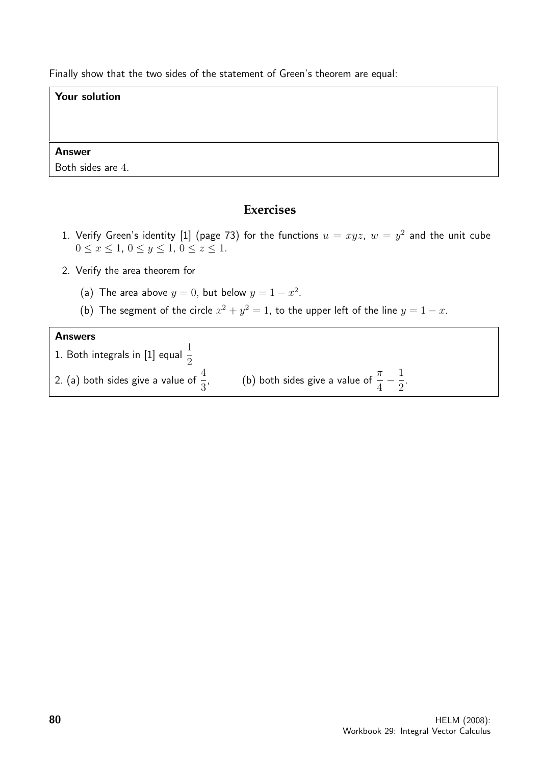Finally show that the two sides of the statement of Green's theorem are equal:

**Your solution**

**Answer**

Both sides are 4.

## Exercises

1. Verify Green's identity [1] (page 73) for the functions $u = xyz$, $w = y^2$ and the unit cube $0 \leq x \leq 1$, $0 \leq y \leq 1$, $0 \leq z \leq 1$.

2. Verify the area theorem for

   (a) The area above $y = 0$, but below $y = 1 - x^2$.

   (b) The segment of the circle $x^2 + y^2 = 1$, to the upper left of the line $y = 1 - x$.

**Answers**

1. Both integrals in [1] equal $\dfrac{1}{2}$

2. (a) both sides give a value of $\dfrac{4}{3}$, (b) both sides give a value of $\dfrac{\pi}{4} - \dfrac{1}{2}$.